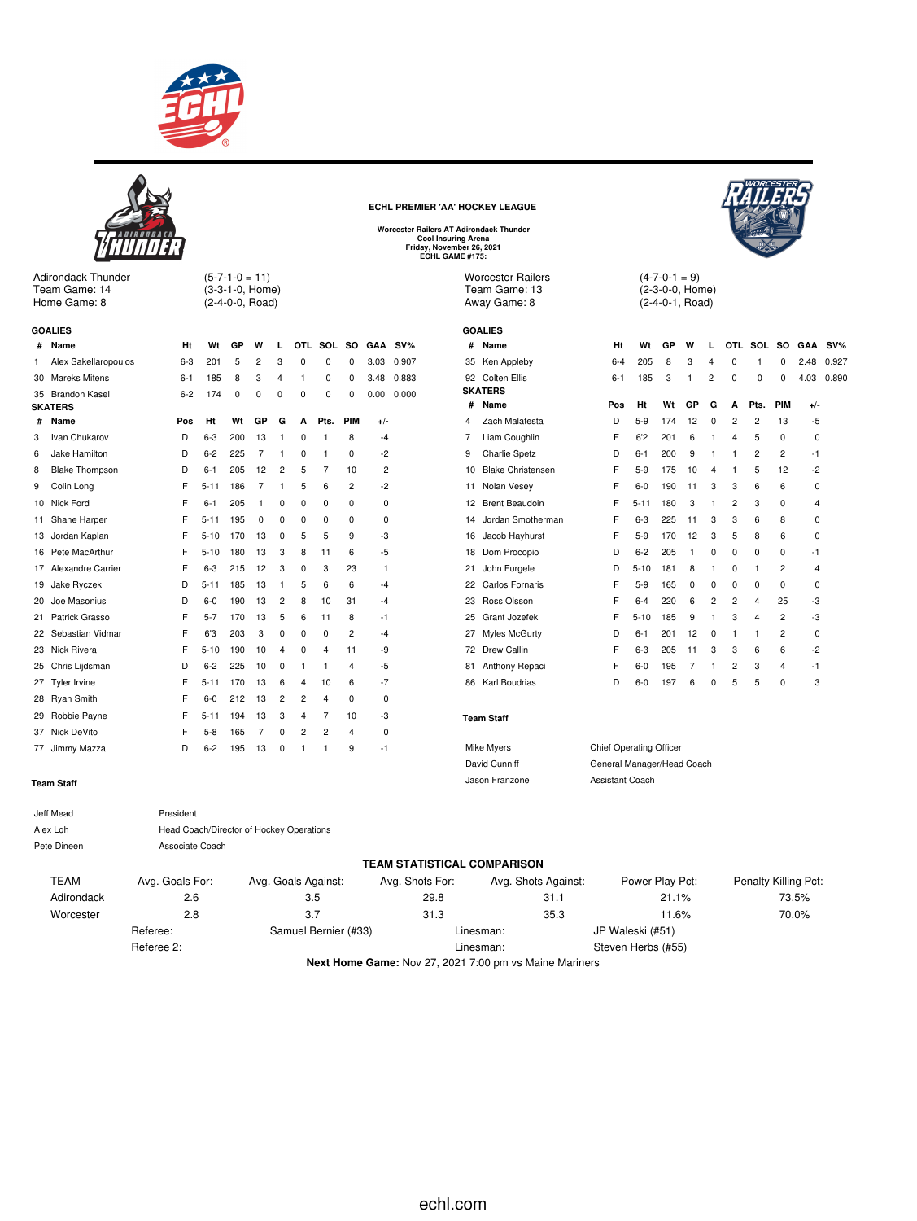## ECHL PREMIER 'AA' HOCKEY LEAGUE

**Worcester Railers AT Adirondack Thunder**
**Cool Insuring Arena**
**Friday, November 26, 2021**
**ECHL GAME #175:**

Adirondack Thunder (5-7-1-0 = 11)
Team Game: 14 (3-3-1-0, Home)
Home Game: 8 (2-4-0-0, Road)

Worcester Railers (4-7-0-1 = 9)
Team Game: 13 (2-3-0-0, Home)
Away Game: 8 (2-4-0-1, Road)

### Adirondack Thunder

**GOALIES**

| # | Name | Ht | Wt | GP | W | L | OTL | SOL | SO | GAA | SV% |
|---|---|---|---|---|---|---|---|---|---|---|---|
| 1 | Alex Sakellaropoulos | 6-3 | 201 | 5 | 2 | 3 | 0 | 0 | 0 | 3.03 | 0.907 |
| 30 | Mareks Mitens | 6-1 | 185 | 8 | 3 | 4 | 1 | 0 | 0 | 3.48 | 0.883 |
| 35 | Brandon Kasel | 6-2 | 174 | 0 | 0 | 0 | 0 | 0 | 0 | 0.00 | 0.000 |

**SKATERS**

| # | Name | Pos | Ht | Wt | GP | G | A | Pts. | PIM | +/- |
|---|---|---|---|---|---|---|---|---|---|---|
| 3 | Ivan Chukarov | D | 6-3 | 200 | 13 | 1 | 0 | 1 | 8 | -4 |
| 6 | Jake Hamilton | D | 6-2 | 225 | 7 | 1 | 0 | 1 | 0 | -2 |
| 8 | Blake Thompson | D | 6-1 | 205 | 12 | 2 | 5 | 7 | 10 | 2 |
| 9 | Colin Long | F | 5-11 | 186 | 7 | 1 | 5 | 6 | 2 | -2 |
| 10 | Nick Ford | F | 6-1 | 205 | 1 | 0 | 0 | 0 | 0 | 0 |
| 11 | Shane Harper | F | 5-11 | 195 | 0 | 0 | 0 | 0 | 0 | 0 |
| 13 | Jordan Kaplan | F | 5-10 | 170 | 13 | 0 | 5 | 5 | 9 | -3 |
| 16 | Pete MacArthur | F | 5-10 | 180 | 13 | 3 | 8 | 11 | 6 | -5 |
| 17 | Alexandre Carrier | F | 6-3 | 215 | 12 | 3 | 0 | 3 | 23 | 1 |
| 19 | Jake Ryczek | D | 5-11 | 185 | 13 | 1 | 5 | 6 | 6 | -4 |
| 20 | Joe Masonius | D | 6-0 | 190 | 13 | 2 | 8 | 10 | 31 | -4 |
| 21 | Patrick Grasso | F | 5-7 | 170 | 13 | 5 | 6 | 11 | 8 | -1 |
| 22 | Sebastian Vidmar | F | 6'3 | 203 | 3 | 0 | 0 | 0 | 2 | -4 |
| 23 | Nick Rivera | F | 5-10 | 190 | 10 | 4 | 0 | 4 | 11 | -9 |
| 25 | Chris Lijdsman | D | 6-2 | 225 | 10 | 0 | 1 | 1 | 4 | -5 |
| 27 | Tyler Irvine | F | 5-11 | 170 | 13 | 6 | 4 | 10 | 6 | -7 |
| 28 | Ryan Smith | F | 6-0 | 212 | 13 | 2 | 2 | 4 | 0 | 0 |
| 29 | Robbie Payne | F | 5-11 | 194 | 13 | 3 | 4 | 7 | 10 | -3 |
| 37 | Nick DeVito | F | 5-8 | 165 | 7 | 0 | 2 | 2 | 4 | 0 |
| 77 | Jimmy Mazza | D | 6-2 | 195 | 13 | 0 | 1 | 1 | 9 | -1 |

**Team Staff**

| Name | Role |
|---|---|
| Jeff Mead | President |
| Alex Loh | Head Coach/Director of Hockey Operations |
| Pete Dineen | Associate Coach |

### Worcester Railers

**GOALIES**

| # | Name | Ht | Wt | GP | W | L | OTL | SOL | SO | GAA | SV% |
|---|---|---|---|---|---|---|---|---|---|---|---|
| 35 | Ken Appleby | 6-4 | 205 | 8 | 3 | 4 | 0 | 1 | 0 | 2.48 | 0.927 |
| 92 | Colten Ellis | 6-1 | 185 | 3 | 1 | 2 | 0 | 0 | 0 | 4.03 | 0.890 |

**SKATERS**

| # | Name | Pos | Ht | Wt | GP | G | A | Pts. | PIM | +/- |
|---|---|---|---|---|---|---|---|---|---|---|
| 4 | Zach Malatesta | D | 5-9 | 174 | 12 | 0 | 2 | 2 | 13 | -5 |
| 7 | Liam Coughlin | F | 6'2 | 201 | 6 | 1 | 4 | 5 | 0 | 0 |
| 9 | Charlie Spetz | D | 6-1 | 200 | 9 | 1 | 1 | 2 | 2 | -1 |
| 10 | Blake Christensen | F | 5-9 | 175 | 10 | 4 | 1 | 5 | 12 | -2 |
| 11 | Nolan Vesey | F | 6-0 | 190 | 11 | 3 | 3 | 6 | 6 | 0 |
| 12 | Brent Beaudoin | F | 5-11 | 180 | 3 | 1 | 2 | 3 | 0 | 4 |
| 14 | Jordan Smotherman | F | 6-3 | 225 | 11 | 3 | 3 | 6 | 8 | 0 |
| 16 | Jacob Hayhurst | F | 5-9 | 170 | 12 | 3 | 5 | 8 | 6 | 0 |
| 18 | Dom Procopio | D | 6-2 | 205 | 1 | 0 | 0 | 0 | 0 | -1 |
| 21 | John Furgele | D | 5-10 | 181 | 8 | 1 | 0 | 1 | 2 | 4 |
| 22 | Carlos Fornaris | F | 5-9 | 165 | 0 | 0 | 0 | 0 | 0 | 0 |
| 23 | Ross Olsson | F | 6-4 | 220 | 6 | 2 | 2 | 4 | 25 | -3 |
| 25 | Grant Jozefek | F | 5-10 | 185 | 9 | 1 | 3 | 4 | 2 | -3 |
| 27 | Myles McGurty | D | 6-1 | 201 | 12 | 0 | 1 | 1 | 2 | 0 |
| 72 | Drew Callin | F | 6-3 | 205 | 11 | 3 | 3 | 6 | 6 | -2 |
| 81 | Anthony Repaci | F | 6-0 | 195 | 7 | 1 | 2 | 3 | 4 | -1 |
| 86 | Karl Boudrias | D | 6-0 | 197 | 6 | 0 | 5 | 5 | 0 | 3 |

**Team Staff**

| Name | Role |
|---|---|
| Mike Myers | Chief Operating Officer |
| David Cunniff | General Manager/Head Coach |
| Jason Franzone | Assistant Coach |

### TEAM STATISTICAL COMPARISON

| TEAM | Avg. Goals For: | Avg. Goals Against: | Avg. Shots For: | Avg. Shots Against: | Power Play Pct: | Penalty Killing Pct: |
|---|---|---|---|---|---|---|
| Adirondack | 2.6 | 3.5 | 29.8 | 31.1 | 21.1% | 73.5% |
| Worcester | 2.8 | 3.7 | 31.3 | 35.3 | 11.6% | 70.0% |

Referee: Samuel Bernier (#33) — Linesman: JP Waleski (#51)
Referee 2: — Linesman: Steven Herbs (#55)

**Next Home Game:** Nov 27, 2021 7:00 pm vs Maine Mariners

echl.com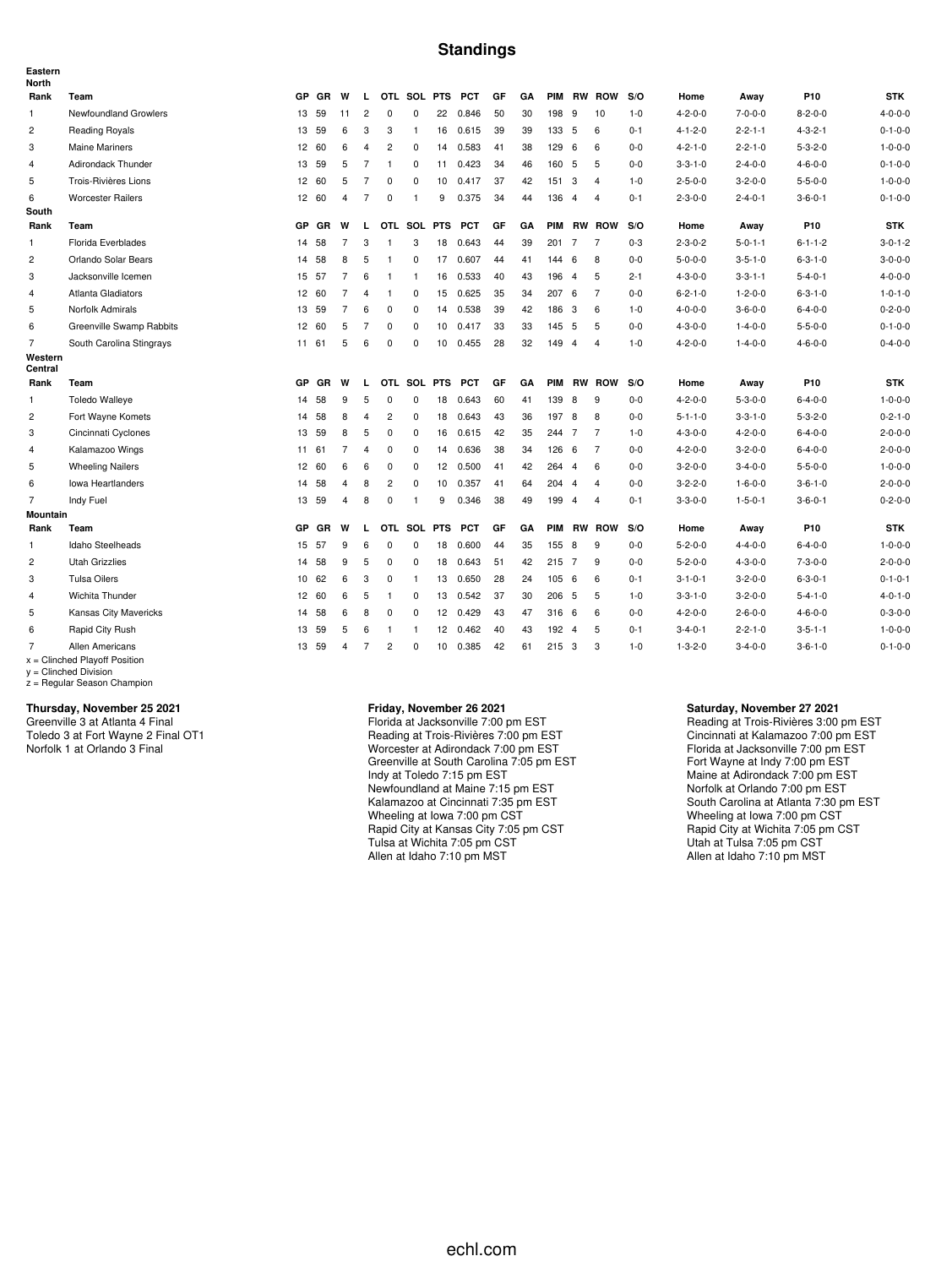# Standings

**Eastern**

**North**

| Rank | Team | GP | GR | W | L | OTL | SOL | PTS | PCT | GF | GA | PIM | RW | ROW | S/O | Home | Away | P10 | STK |
|---|---|---|---|---|---|---|---|---|---|---|---|---|---|---|---|---|---|---|---|
| 1 | Newfoundland Growlers | 13 | 59 | 11 | 2 | 0 | 0 | 22 | 0.846 | 50 | 30 | 198 | 9 | 10 | 1-0 | 4-2-0-0 | 7-0-0-0 | 8-2-0-0 | 4-0-0-0 |
| 2 | Reading Royals | 13 | 59 | 6 | 3 | 3 | 1 | 16 | 0.615 | 39 | 39 | 133 | 5 | 6 | 0-1 | 4-1-2-0 | 2-2-1-1 | 4-3-2-1 | 0-1-0-0 |
| 3 | Maine Mariners | 12 | 60 | 6 | 4 | 2 | 0 | 14 | 0.583 | 41 | 38 | 129 | 6 | 6 | 0-0 | 4-2-1-0 | 2-2-1-0 | 5-3-2-0 | 1-0-0-0 |
| 4 | Adirondack Thunder | 13 | 59 | 5 | 7 | 1 | 0 | 11 | 0.423 | 34 | 46 | 160 | 5 | 5 | 0-0 | 3-3-1-0 | 2-4-0-0 | 4-6-0-0 | 0-1-0-0 |
| 5 | Trois-Rivières Lions | 12 | 60 | 5 | 7 | 0 | 0 | 10 | 0.417 | 37 | 42 | 151 | 3 | 4 | 1-0 | 2-5-0-0 | 3-2-0-0 | 5-5-0-0 | 1-0-0-0 |
| 6 | Worcester Railers | 12 | 60 | 4 | 7 | 0 | 1 | 9 | 0.375 | 34 | 44 | 136 | 4 | 4 | 0-1 | 2-3-0-0 | 2-4-0-1 | 3-6-0-1 | 0-1-0-0 |

**South**

| Rank | Team | GP | GR | W | L | OTL | SOL | PTS | PCT | GF | GA | PIM | RW | ROW | S/O | Home | Away | P10 | STK |
|---|---|---|---|---|---|---|---|---|---|---|---|---|---|---|---|---|---|---|---|
| 1 | Florida Everblades | 14 | 58 | 7 | 3 | 1 | 3 | 18 | 0.643 | 44 | 39 | 201 | 7 | 7 | 0-3 | 2-3-0-2 | 5-0-1-1 | 6-1-1-2 | 3-0-1-2 |
| 2 | Orlando Solar Bears | 14 | 58 | 8 | 5 | 1 | 0 | 17 | 0.607 | 44 | 41 | 144 | 6 | 8 | 0-0 | 5-0-0-0 | 3-5-1-0 | 6-3-1-0 | 3-0-0-0 |
| 3 | Jacksonville Icemen | 15 | 57 | 7 | 6 | 1 | 1 | 16 | 0.533 | 40 | 43 | 196 | 4 | 5 | 2-1 | 4-3-0-0 | 3-3-1-1 | 5-4-0-1 | 4-0-0-0 |
| 4 | Atlanta Gladiators | 12 | 60 | 7 | 4 | 1 | 0 | 15 | 0.625 | 35 | 34 | 207 | 6 | 7 | 0-0 | 6-2-1-0 | 1-2-0-0 | 6-3-1-0 | 1-0-1-0 |
| 5 | Norfolk Admirals | 13 | 59 | 7 | 6 | 0 | 0 | 14 | 0.538 | 39 | 42 | 186 | 3 | 6 | 1-0 | 4-0-0-0 | 3-6-0-0 | 6-4-0-0 | 0-2-0-0 |
| 6 | Greenville Swamp Rabbits | 12 | 60 | 5 | 7 | 0 | 0 | 10 | 0.417 | 33 | 33 | 145 | 5 | 5 | 0-0 | 4-3-0-0 | 1-4-0-0 | 5-5-0-0 | 0-1-0-0 |
| 7 | South Carolina Stingrays | 11 | 61 | 5 | 6 | 0 | 0 | 10 | 0.455 | 28 | 32 | 149 | 4 | 4 | 1-0 | 4-2-0-0 | 1-4-0-0 | 4-6-0-0 | 0-4-0-0 |

**Western**

**Central**

| Rank | Team | GP | GR | W | L | OTL | SOL | PTS | PCT | GF | GA | PIM | RW | ROW | S/O | Home | Away | P10 | STK |
|---|---|---|---|---|---|---|---|---|---|---|---|---|---|---|---|---|---|---|---|
| 1 | Toledo Walleye | 14 | 58 | 9 | 5 | 0 | 0 | 18 | 0.643 | 60 | 41 | 139 | 8 | 9 | 0-0 | 4-2-0-0 | 5-3-0-0 | 6-4-0-0 | 1-0-0-0 |
| 2 | Fort Wayne Komets | 14 | 58 | 8 | 4 | 2 | 0 | 18 | 0.643 | 43 | 36 | 197 | 8 | 8 | 0-0 | 5-1-1-0 | 3-3-1-0 | 5-3-2-0 | 0-2-1-0 |
| 3 | Cincinnati Cyclones | 13 | 59 | 8 | 5 | 0 | 0 | 16 | 0.615 | 42 | 35 | 244 | 7 | 7 | 1-0 | 4-3-0-0 | 4-2-0-0 | 6-4-0-0 | 2-0-0-0 |
| 4 | Kalamazoo Wings | 11 | 61 | 7 | 4 | 0 | 0 | 14 | 0.636 | 38 | 34 | 126 | 6 | 7 | 0-0 | 4-2-0-0 | 3-2-0-0 | 6-4-0-0 | 2-0-0-0 |
| 5 | Wheeling Nailers | 12 | 60 | 6 | 6 | 0 | 0 | 12 | 0.500 | 41 | 42 | 264 | 4 | 6 | 0-0 | 3-2-0-0 | 3-4-0-0 | 5-5-0-0 | 1-0-0-0 |
| 6 | Iowa Heartlanders | 14 | 58 | 4 | 8 | 2 | 0 | 10 | 0.357 | 41 | 64 | 204 | 4 | 4 | 0-0 | 3-2-2-0 | 1-6-0-0 | 3-6-1-0 | 2-0-0-0 |
| 7 | Indy Fuel | 13 | 59 | 4 | 8 | 0 | 1 | 9 | 0.346 | 38 | 49 | 199 | 4 | 4 | 0-1 | 3-3-0-0 | 1-5-0-1 | 3-6-0-1 | 0-2-0-0 |

**Mountain**

| Rank | Team | GP | GR | W | L | OTL | SOL | PTS | PCT | GF | GA | PIM | RW | ROW | S/O | Home | Away | P10 | STK |
|---|---|---|---|---|---|---|---|---|---|---|---|---|---|---|---|---|---|---|---|
| 1 | Idaho Steelheads | 15 | 57 | 9 | 6 | 0 | 0 | 18 | 0.600 | 44 | 35 | 155 | 8 | 9 | 0-0 | 5-2-0-0 | 4-4-0-0 | 6-4-0-0 | 1-0-0-0 |
| 2 | Utah Grizzlies | 14 | 58 | 9 | 5 | 0 | 0 | 18 | 0.643 | 51 | 42 | 215 | 7 | 9 | 0-0 | 5-2-0-0 | 4-3-0-0 | 7-3-0-0 | 2-0-0-0 |
| 3 | Tulsa Oilers | 10 | 62 | 6 | 3 | 0 | 1 | 13 | 0.650 | 28 | 24 | 105 | 6 | 6 | 0-1 | 3-1-0-1 | 3-2-0-0 | 6-3-0-1 | 0-1-0-1 |
| 4 | Wichita Thunder | 12 | 60 | 6 | 5 | 1 | 0 | 13 | 0.542 | 37 | 30 | 206 | 5 | 5 | 1-0 | 3-3-1-0 | 3-2-0-0 | 5-4-1-0 | 4-0-1-0 |
| 5 | Kansas City Mavericks | 14 | 58 | 6 | 8 | 0 | 0 | 12 | 0.429 | 43 | 47 | 316 | 6 | 6 | 0-0 | 4-2-0-0 | 2-6-0-0 | 4-6-0-0 | 0-3-0-0 |
| 6 | Rapid City Rush | 13 | 59 | 5 | 6 | 1 | 1 | 12 | 0.462 | 40 | 43 | 192 | 4 | 5 | 0-1 | 3-4-0-1 | 2-2-1-0 | 3-5-1-1 | 1-0-0-0 |
| 7 | Allen Americans | 13 | 59 | 4 | 7 | 2 | 0 | 10 | 0.385 | 42 | 61 | 215 | 3 | 3 | 1-0 | 1-3-2-0 | 3-4-0-0 | 3-6-1-0 | 0-1-0-0 |

x = Clinched Playoff Position
y = Clinched Division
z = Regular Season Champion

**Thursday, November 25 2021**
Greenville 3 at Atlanta 4 Final
Toledo 3 at Fort Wayne 2 Final OT1
Norfolk 1 at Orlando 3 Final

**Friday, November 26 2021**
Florida at Jacksonville 7:00 pm EST
Reading at Trois-Rivières 7:00 pm EST
Worcester at Adirondack 7:00 pm EST
Greenville at South Carolina 7:05 pm EST
Indy at Toledo 7:15 pm EST
Newfoundland at Maine 7:15 pm EST
Kalamazoo at Cincinnati 7:35 pm EST
Wheeling at Iowa 7:00 pm CST
Rapid City at Kansas City 7:05 pm CST
Tulsa at Wichita 7:05 pm CST
Allen at Idaho 7:10 pm MST

**Saturday, November 27 2021**
Reading at Trois-Rivières 3:00 pm EST
Cincinnati at Kalamazoo 7:00 pm EST
Florida at Jacksonville 7:00 pm EST
Fort Wayne at Indy 7:00 pm EST
Maine at Adirondack 7:00 pm EST
Norfolk at Orlando 7:00 pm EST
South Carolina at Atlanta 7:30 pm EST
Wheeling at Iowa 7:00 pm CST
Rapid City at Wichita 7:05 pm CST
Utah at Tulsa 7:05 pm CST
Allen at Idaho 7:10 pm MST

echl.com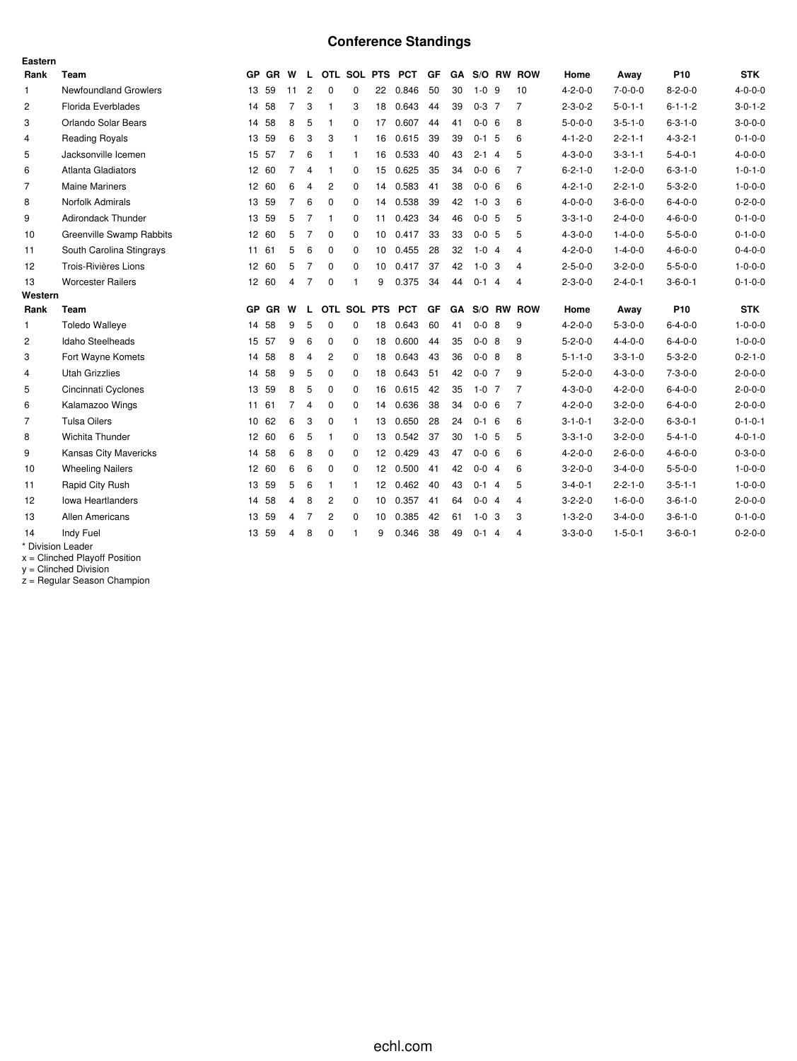# Conference Standings

**Eastern**

| Rank | Team | GP | GR | W | L | OTL | SOL | PTS | PCT | GF | GA | S/O | RW | ROW | Home | Away | P10 | STK |
|---|---|---|---|---|---|---|---|---|---|---|---|---|---|---|---|---|---|---|
| 1 | Newfoundland Growlers | 13 | 59 | 11 | 2 | 0 | 0 | 22 | 0.846 | 50 | 30 | 1-0 | 9 | 10 | 4-2-0-0 | 7-0-0-0 | 8-2-0-0 | 4-0-0-0 |
| 2 | Florida Everblades | 14 | 58 | 7 | 3 | 1 | 3 | 18 | 0.643 | 44 | 39 | 0-3 | 7 | 7 | 2-3-0-2 | 5-0-1-1 | 6-1-1-2 | 3-0-1-2 |
| 3 | Orlando Solar Bears | 14 | 58 | 8 | 5 | 1 | 0 | 17 | 0.607 | 44 | 41 | 0-0 | 6 | 8 | 5-0-0-0 | 3-5-1-0 | 6-3-1-0 | 3-0-0-0 |
| 4 | Reading Royals | 13 | 59 | 6 | 3 | 3 | 1 | 16 | 0.615 | 39 | 39 | 0-1 | 5 | 6 | 4-1-2-0 | 2-2-1-1 | 4-3-2-1 | 0-1-0-0 |
| 5 | Jacksonville Icemen | 15 | 57 | 7 | 6 | 1 | 1 | 16 | 0.533 | 40 | 43 | 2-1 | 4 | 5 | 4-3-0-0 | 3-3-1-1 | 5-4-0-1 | 4-0-0-0 |
| 6 | Atlanta Gladiators | 12 | 60 | 7 | 4 | 1 | 0 | 15 | 0.625 | 35 | 34 | 0-0 | 6 | 7 | 6-2-1-0 | 1-2-0-0 | 6-3-1-0 | 1-0-1-0 |
| 7 | Maine Mariners | 12 | 60 | 6 | 4 | 2 | 0 | 14 | 0.583 | 41 | 38 | 0-0 | 6 | 6 | 4-2-1-0 | 2-2-1-0 | 5-3-2-0 | 1-0-0-0 |
| 8 | Norfolk Admirals | 13 | 59 | 7 | 6 | 0 | 0 | 14 | 0.538 | 39 | 42 | 1-0 | 3 | 6 | 4-0-0-0 | 3-6-0-0 | 6-4-0-0 | 0-2-0-0 |
| 9 | Adirondack Thunder | 13 | 59 | 5 | 7 | 1 | 0 | 11 | 0.423 | 34 | 46 | 0-0 | 5 | 5 | 3-3-1-0 | 2-4-0-0 | 4-6-0-0 | 0-1-0-0 |
| 10 | Greenville Swamp Rabbits | 12 | 60 | 5 | 7 | 0 | 0 | 10 | 0.417 | 33 | 33 | 0-0 | 5 | 5 | 4-3-0-0 | 1-4-0-0 | 5-5-0-0 | 0-1-0-0 |
| 11 | South Carolina Stingrays | 11 | 61 | 5 | 6 | 0 | 0 | 10 | 0.455 | 28 | 32 | 1-0 | 4 | 4 | 4-2-0-0 | 1-4-0-0 | 4-6-0-0 | 0-4-0-0 |
| 12 | Trois-Rivières Lions | 12 | 60 | 5 | 7 | 0 | 0 | 10 | 0.417 | 37 | 42 | 1-0 | 3 | 4 | 2-5-0-0 | 3-2-0-0 | 5-5-0-0 | 1-0-0-0 |
| 13 | Worcester Railers | 12 | 60 | 4 | 7 | 0 | 1 | 9 | 0.375 | 34 | 44 | 0-1 | 4 | 4 | 2-3-0-0 | 2-4-0-1 | 3-6-0-1 | 0-1-0-0 |

**Western**

| Rank | Team | GP | GR | W | L | OTL | SOL | PTS | PCT | GF | GA | S/O | RW | ROW | Home | Away | P10 | STK |
|---|---|---|---|---|---|---|---|---|---|---|---|---|---|---|---|---|---|---|
| 1 | Toledo Walleye | 14 | 58 | 9 | 5 | 0 | 0 | 18 | 0.643 | 60 | 41 | 0-0 | 8 | 9 | 4-2-0-0 | 5-3-0-0 | 6-4-0-0 | 1-0-0-0 |
| 2 | Idaho Steelheads | 15 | 57 | 9 | 6 | 0 | 0 | 18 | 0.600 | 44 | 35 | 0-0 | 8 | 9 | 5-2-0-0 | 4-4-0-0 | 6-4-0-0 | 1-0-0-0 |
| 3 | Fort Wayne Komets | 14 | 58 | 8 | 4 | 2 | 0 | 18 | 0.643 | 43 | 36 | 0-0 | 8 | 8 | 5-1-1-0 | 3-3-1-0 | 5-3-2-0 | 0-2-1-0 |
| 4 | Utah Grizzlies | 14 | 58 | 9 | 5 | 0 | 0 | 18 | 0.643 | 51 | 42 | 0-0 | 7 | 9 | 5-2-0-0 | 4-3-0-0 | 7-3-0-0 | 2-0-0-0 |
| 5 | Cincinnati Cyclones | 13 | 59 | 8 | 5 | 0 | 0 | 16 | 0.615 | 42 | 35 | 1-0 | 7 | 7 | 4-3-0-0 | 4-2-0-0 | 6-4-0-0 | 2-0-0-0 |
| 6 | Kalamazoo Wings | 11 | 61 | 7 | 4 | 0 | 0 | 14 | 0.636 | 38 | 34 | 0-0 | 6 | 7 | 4-2-0-0 | 3-2-0-0 | 6-4-0-0 | 2-0-0-0 |
| 7 | Tulsa Oilers | 10 | 62 | 6 | 3 | 0 | 1 | 13 | 0.650 | 28 | 24 | 0-1 | 6 | 6 | 3-1-0-1 | 3-2-0-0 | 6-3-0-1 | 0-1-0-1 |
| 8 | Wichita Thunder | 12 | 60 | 6 | 5 | 1 | 0 | 13 | 0.542 | 37 | 30 | 1-0 | 5 | 5 | 3-3-1-0 | 3-2-0-0 | 5-4-1-0 | 4-0-1-0 |
| 9 | Kansas City Mavericks | 14 | 58 | 6 | 8 | 0 | 0 | 12 | 0.429 | 43 | 47 | 0-0 | 6 | 6 | 4-2-0-0 | 2-6-0-0 | 4-6-0-0 | 0-3-0-0 |
| 10 | Wheeling Nailers | 12 | 60 | 6 | 6 | 0 | 0 | 12 | 0.500 | 41 | 42 | 0-0 | 4 | 6 | 3-2-0-0 | 3-4-0-0 | 5-5-0-0 | 1-0-0-0 |
| 11 | Rapid City Rush | 13 | 59 | 5 | 6 | 1 | 1 | 12 | 0.462 | 40 | 43 | 0-1 | 4 | 5 | 3-4-0-1 | 2-2-1-0 | 3-5-1-1 | 1-0-0-0 |
| 12 | Iowa Heartlanders | 14 | 58 | 4 | 8 | 2 | 0 | 10 | 0.357 | 41 | 64 | 0-0 | 4 | 4 | 3-2-2-0 | 1-6-0-0 | 3-6-1-0 | 2-0-0-0 |
| 13 | Allen Americans | 13 | 59 | 4 | 7 | 2 | 0 | 10 | 0.385 | 42 | 61 | 1-0 | 3 | 3 | 1-3-2-0 | 3-4-0-0 | 3-6-1-0 | 0-1-0-0 |
| 14 | Indy Fuel | 13 | 59 | 4 | 8 | 0 | 1 | 9 | 0.346 | 38 | 49 | 0-1 | 4 | 4 | 3-3-0-0 | 1-5-0-1 | 3-6-0-1 | 0-2-0-0 |

\* Division Leader
x = Clinched Playoff Position
y = Clinched Division
z = Regular Season Champion

echl.com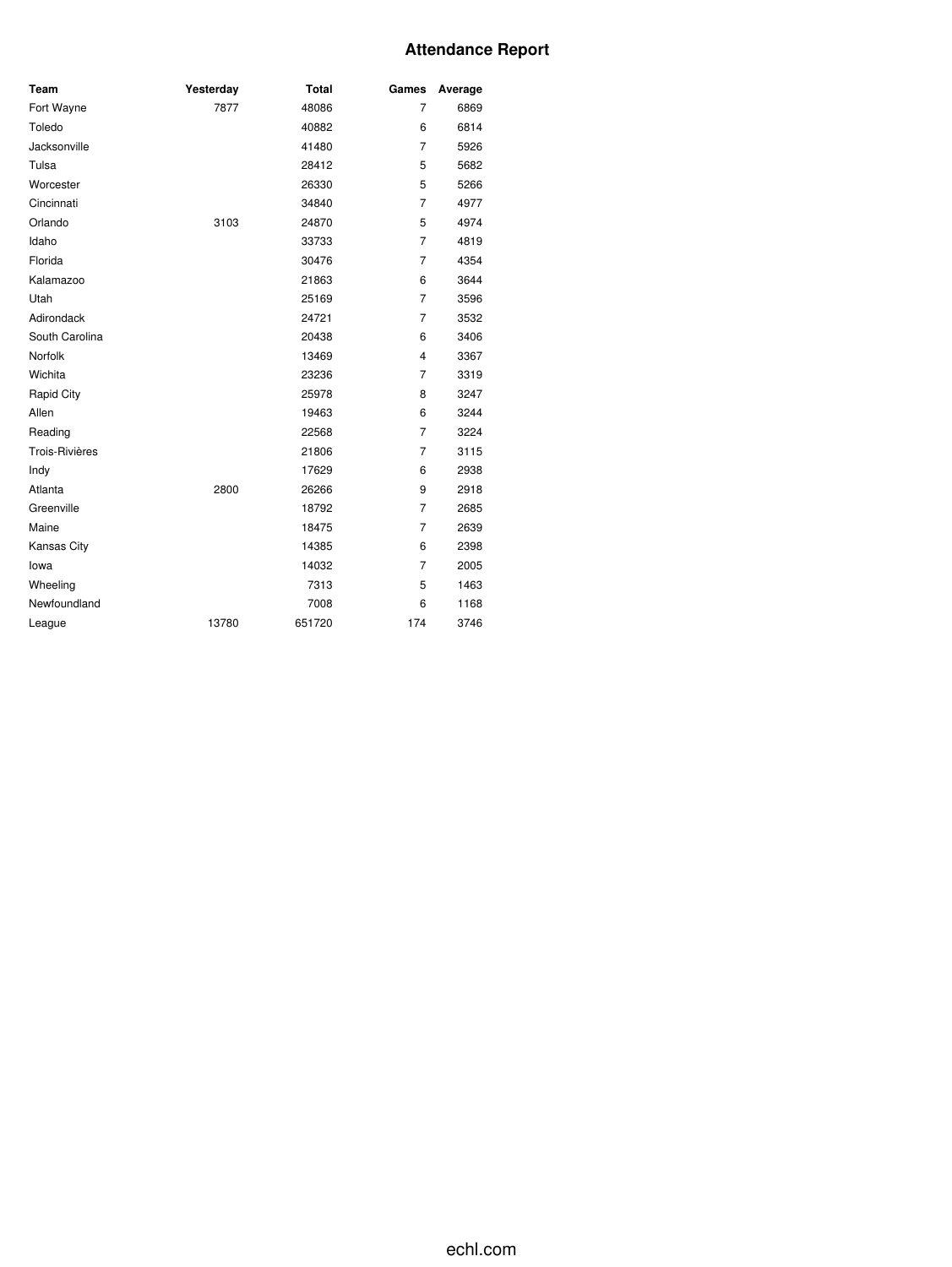# Attendance Report

| Team | Yesterday | Total | Games | Average |
|---|---|---|---|---|
| Fort Wayne | 7877 | 48086 | 7 | 6869 |
| Toledo | | 40882 | 6 | 6814 |
| Jacksonville | | 41480 | 7 | 5926 |
| Tulsa | | 28412 | 5 | 5682 |
| Worcester | | 26330 | 5 | 5266 |
| Cincinnati | | 34840 | 7 | 4977 |
| Orlando | 3103 | 24870 | 5 | 4974 |
| Idaho | | 33733 | 7 | 4819 |
| Florida | | 30476 | 7 | 4354 |
| Kalamazoo | | 21863 | 6 | 3644 |
| Utah | | 25169 | 7 | 3596 |
| Adirondack | | 24721 | 7 | 3532 |
| South Carolina | | 20438 | 6 | 3406 |
| Norfolk | | 13469 | 4 | 3367 |
| Wichita | | 23236 | 7 | 3319 |
| Rapid City | | 25978 | 8 | 3247 |
| Allen | | 19463 | 6 | 3244 |
| Reading | | 22568 | 7 | 3224 |
| Trois-Rivières | | 21806 | 7 | 3115 |
| Indy | | 17629 | 6 | 2938 |
| Atlanta | 2800 | 26266 | 9 | 2918 |
| Greenville | | 18792 | 7 | 2685 |
| Maine | | 18475 | 7 | 2639 |
| Kansas City | | 14385 | 6 | 2398 |
| Iowa | | 14032 | 7 | 2005 |
| Wheeling | | 7313 | 5 | 1463 |
| Newfoundland | | 7008 | 6 | 1168 |
| League | 13780 | 651720 | 174 | 3746 |

echl.com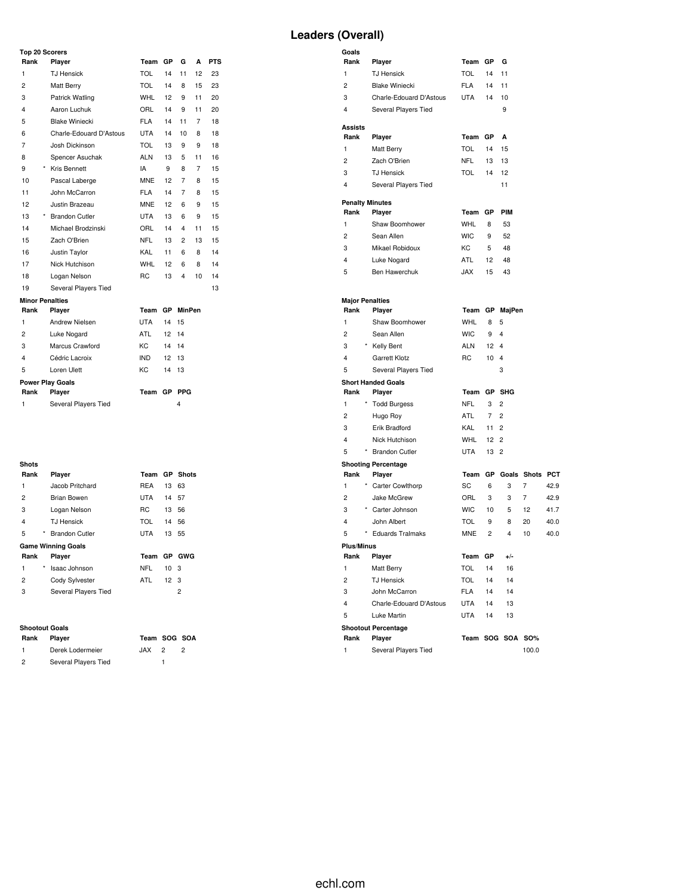# Leaders (Overall)

### Top 20 Scorers

| Rank | | Player | Team | GP | G | A | PTS |
|---|---|---|---|---|---|---|---|
| 1 | | TJ Hensick | TOL | 14 | 11 | 12 | 23 |
| 2 | | Matt Berry | TOL | 14 | 8 | 15 | 23 |
| 3 | | Patrick Watling | WHL | 12 | 9 | 11 | 20 |
| 4 | | Aaron Luchuk | ORL | 14 | 9 | 11 | 20 |
| 5 | | Blake Winiecki | FLA | 14 | 11 | 7 | 18 |
| 6 | | Charle-Edouard D'Astous | UTA | 14 | 10 | 8 | 18 |
| 7 | | Josh Dickinson | TOL | 13 | 9 | 9 | 18 |
| 8 | | Spencer Asuchak | ALN | 13 | 5 | 11 | 16 |
| 9 | * | Kris Bennett | IA | 9 | 8 | 7 | 15 |
| 10 | | Pascal Laberge | MNE | 12 | 7 | 8 | 15 |
| 11 | | John McCarron | FLA | 14 | 7 | 8 | 15 |
| 12 | | Justin Brazeau | MNE | 12 | 6 | 9 | 15 |
| 13 | * | Brandon Cutler | UTA | 13 | 6 | 9 | 15 |
| 14 | | Michael Brodzinski | ORL | 14 | 4 | 11 | 15 |
| 15 | | Zach O'Brien | NFL | 13 | 2 | 13 | 15 |
| 16 | | Justin Taylor | KAL | 11 | 6 | 8 | 14 |
| 17 | | Nick Hutchison | WHL | 12 | 6 | 8 | 14 |
| 18 | | Logan Nelson | RC | 13 | 4 | 10 | 14 |
| 19 | | Several Players Tied | | | | | 13 |

### Goals

| Rank | Player | Team | GP | G |
|---|---|---|---|---|
| 1 | TJ Hensick | TOL | 14 | 11 |
| 2 | Blake Winiecki | FLA | 14 | 11 |
| 3 | Charle-Edouard D'Astous | UTA | 14 | 10 |
| 4 | Several Players Tied | | | 9 |

### Assists

| Rank | Player | Team | GP | A |
|---|---|---|---|---|
| 1 | Matt Berry | TOL | 14 | 15 |
| 2 | Zach O'Brien | NFL | 13 | 13 |
| 3 | TJ Hensick | TOL | 14 | 12 |
| 4 | Several Players Tied | | | 11 |

### Penalty Minutes

| Rank | Player | Team | GP | PIM |
|---|---|---|---|---|
| 1 | Shaw Boomhower | WHL | 8 | 53 |
| 2 | Sean Allen | WIC | 9 | 52 |
| 3 | Mikael Robidoux | KC | 5 | 48 |
| 4 | Luke Nogard | ATL | 12 | 48 |
| 5 | Ben Hawerchuk | JAX | 15 | 43 |

### Minor Penalties

| Rank | Player | Team | GP | MinPen |
|---|---|---|---|---|
| 1 | Andrew Nielsen | UTA | 14 | 15 |
| 2 | Luke Nogard | ATL | 12 | 14 |
| 3 | Marcus Crawford | KC | 14 | 14 |
| 4 | Cédric Lacroix | IND | 12 | 13 |
| 5 | Loren Ulett | KC | 14 | 13 |

### Major Penalties

| Rank | | Player | Team | GP | MajPen |
|---|---|---|---|---|---|
| 1 | | Shaw Boomhower | WHL | 8 | 5 |
| 2 | | Sean Allen | WIC | 9 | 4 |
| 3 | * | Kelly Bent | ALN | 12 | 4 |
| 4 | | Garrett Klotz | RC | 10 | 4 |
| 5 | | Several Players Tied | | | 3 |

### Power Play Goals

| Rank | Player | Team | GP | PPG |
|---|---|---|---|---|
| 1 | Several Players Tied | | | 4 |

### Short Handed Goals

| Rank | | Player | Team | GP | SHG |
|---|---|---|---|---|---|
| 1 | * | Todd Burgess | NFL | 3 | 2 |
| 2 | | Hugo Roy | ATL | 7 | 2 |
| 3 | | Erik Bradford | KAL | 11 | 2 |
| 4 | | Nick Hutchison | WHL | 12 | 2 |
| 5 | * | Brandon Cutler | UTA | 13 | 2 |

### Shots

| Rank | | Player | Team | GP | Shots |
|---|---|---|---|---|---|
| 1 | | Jacob Pritchard | REA | 13 | 63 |
| 2 | | Brian Bowen | UTA | 14 | 57 |
| 3 | | Logan Nelson | RC | 13 | 56 |
| 4 | | TJ Hensick | TOL | 14 | 56 |
| 5 | * | Brandon Cutler | UTA | 13 | 55 |

### Shooting Percentage

| Rank | | Player | Team | GP | Goals | Shots | PCT |
|---|---|---|---|---|---|---|---|
| 1 | * | Carter Cowlthorp | SC | 6 | 3 | 7 | 42.9 |
| 2 | | Jake McGrew | ORL | 3 | 3 | 7 | 42.9 |
| 3 | * | Carter Johnson | WIC | 10 | 5 | 12 | 41.7 |
| 4 | | John Albert | TOL | 9 | 8 | 20 | 40.0 |
| 5 | * | Eduards Tralmaks | MNE | 2 | 4 | 10 | 40.0 |

### Game Winning Goals

| Rank | | Player | Team | GP | GWG |
|---|---|---|---|---|---|
| 1 | * | Isaac Johnson | NFL | 10 | 3 |
| 2 | | Cody Sylvester | ATL | 12 | 3 |
| 3 | | Several Players Tied | | | 2 |

### Plus/Minus

| Rank | Player | Team | GP | +/- |
|---|---|---|---|---|
| 1 | Matt Berry | TOL | 14 | 16 |
| 2 | TJ Hensick | TOL | 14 | 14 |
| 3 | John McCarron | FLA | 14 | 14 |
| 4 | Charle-Edouard D'Astous | UTA | 14 | 13 |
| 5 | Luke Martin | UTA | 14 | 13 |

### Shootout Goals

| Rank | Player | Team | SOG | SOA |
|---|---|---|---|---|
| 1 | Derek Lodermeier | JAX | 2 | 2 |
| 2 | Several Players Tied | | 1 | |

### Shootout Percentage

| Rank | Player | Team | SOG | SOA | SO% |
|---|---|---|---|---|---|
| 1 | Several Players Tied | | | | 100.0 |

echl.com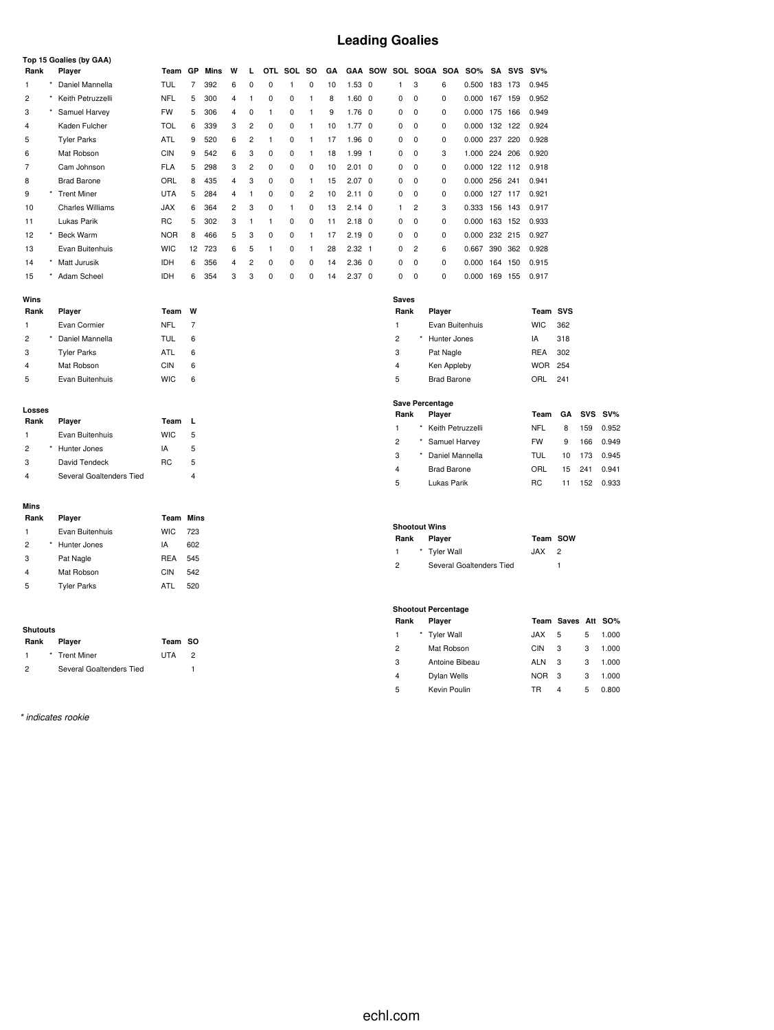# Leading Goalies

### Top 15 Goalies (by GAA)

| Rank | | Player | Team | GP | Mins | W | L | OTL | SOL | SO | GA | GAA | SOW | SOL | SOGA | SOA | SO% | SA | SVS | SV% |
|---|---|---|---|---|---|---|---|---|---|---|---|---|---|---|---|---|---|---|---|---|
| 1 | * | Daniel Mannella | TUL | 7 | 392 | 6 | 0 | 0 | 1 | 0 | 10 | 1.53 | 0 | 1 | 3 | 6 | 0.500 | 183 | 173 | 0.945 |
| 2 | * | Keith Petruzzelli | NFL | 5 | 300 | 4 | 1 | 0 | 0 | 1 | 8 | 1.60 | 0 | 0 | 0 | 0 | 0.000 | 167 | 159 | 0.952 |
| 3 | * | Samuel Harvey | FW | 5 | 306 | 4 | 0 | 1 | 0 | 1 | 9 | 1.76 | 0 | 0 | 0 | 0 | 0.000 | 175 | 166 | 0.949 |
| 4 | | Kaden Fulcher | TOL | 6 | 339 | 3 | 2 | 0 | 0 | 1 | 10 | 1.77 | 0 | 0 | 0 | 0 | 0.000 | 132 | 122 | 0.924 |
| 5 | | Tyler Parks | ATL | 9 | 520 | 6 | 2 | 1 | 0 | 1 | 17 | 1.96 | 0 | 0 | 0 | 0 | 0.000 | 237 | 220 | 0.928 |
| 6 | | Mat Robson | CIN | 9 | 542 | 6 | 3 | 0 | 0 | 1 | 18 | 1.99 | 1 | 0 | 0 | 3 | 1.000 | 224 | 206 | 0.920 |
| 7 | | Cam Johnson | FLA | 5 | 298 | 3 | 2 | 0 | 0 | 0 | 10 | 2.01 | 0 | 0 | 0 | 0 | 0.000 | 122 | 112 | 0.918 |
| 8 | | Brad Barone | ORL | 8 | 435 | 4 | 3 | 0 | 0 | 1 | 15 | 2.07 | 0 | 0 | 0 | 0 | 0.000 | 256 | 241 | 0.941 |
| 9 | * | Trent Miner | UTA | 5 | 284 | 4 | 1 | 0 | 0 | 2 | 10 | 2.11 | 0 | 0 | 0 | 0 | 0.000 | 127 | 117 | 0.921 |
| 10 | | Charles Williams | JAX | 6 | 364 | 2 | 3 | 0 | 1 | 0 | 13 | 2.14 | 0 | 1 | 2 | 3 | 0.333 | 156 | 143 | 0.917 |
| 11 | | Lukas Parik | RC | 5 | 302 | 3 | 1 | 1 | 0 | 0 | 11 | 2.18 | 0 | 0 | 0 | 0 | 0.000 | 163 | 152 | 0.933 |
| 12 | * | Beck Warm | NOR | 8 | 466 | 5 | 3 | 0 | 0 | 1 | 17 | 2.19 | 0 | 0 | 0 | 0 | 0.000 | 232 | 215 | 0.927 |
| 13 | | Evan Buitenhuis | WIC | 12 | 723 | 6 | 5 | 1 | 0 | 1 | 28 | 2.32 | 1 | 0 | 2 | 6 | 0.667 | 390 | 362 | 0.928 |
| 14 | * | Matt Jurusik | IDH | 6 | 356 | 4 | 2 | 0 | 0 | 0 | 14 | 2.36 | 0 | 0 | 0 | 0 | 0.000 | 164 | 150 | 0.915 |
| 15 | * | Adam Scheel | IDH | 6 | 354 | 3 | 3 | 0 | 0 | 0 | 14 | 2.37 | 0 | 0 | 0 | 0 | 0.000 | 169 | 155 | 0.917 |

### Wins

| Rank | | Player | Team | W |
|---|---|---|---|---|
| 1 | | Evan Cormier | NFL | 7 |
| 2 | * | Daniel Mannella | TUL | 6 |
| 3 | | Tyler Parks | ATL | 6 |
| 4 | | Mat Robson | CIN | 6 |
| 5 | | Evan Buitenhuis | WIC | 6 |

### Losses

| Rank | | Player | Team | L |
|---|---|---|---|---|
| 1 | | Evan Buitenhuis | WIC | 5 |
| 2 | * | Hunter Jones | IA | 5 |
| 3 | | David Tendeck | RC | 5 |
| 4 | | Several Goaltenders Tied | | 4 |

### Mins

| Rank | | Player | Team | Mins |
|---|---|---|---|---|
| 1 | | Evan Buitenhuis | WIC | 723 |
| 2 | * | Hunter Jones | IA | 602 |
| 3 | | Pat Nagle | REA | 545 |
| 4 | | Mat Robson | CIN | 542 |
| 5 | | Tyler Parks | ATL | 520 |

### Shutouts

| Rank | | Player | Team | SO |
|---|---|---|---|---|
| 1 | * | Trent Miner | UTA | 2 |
| 2 | | Several Goaltenders Tied | | 1 |

### Saves

| Rank | | Player | Team | SVS |
|---|---|---|---|---|
| 1 | | Evan Buitenhuis | WIC | 362 |
| 2 | * | Hunter Jones | IA | 318 |
| 3 | | Pat Nagle | REA | 302 |
| 4 | | Ken Appleby | WOR | 254 |
| 5 | | Brad Barone | ORL | 241 |

### Save Percentage

| Rank | | Player | Team | GA | SVS | SV% |
|---|---|---|---|---|---|---|
| 1 | * | Keith Petruzzelli | NFL | 8 | 159 | 0.952 |
| 2 | * | Samuel Harvey | FW | 9 | 166 | 0.949 |
| 3 | * | Daniel Mannella | TUL | 10 | 173 | 0.945 |
| 4 | | Brad Barone | ORL | 15 | 241 | 0.941 |
| 5 | | Lukas Parik | RC | 11 | 152 | 0.933 |

### Shootout Wins

| Rank | | Player | Team | SOW |
|---|---|---|---|---|
| 1 | * | Tyler Wall | JAX | 2 |
| 2 | | Several Goaltenders Tied | | 1 |

### Shootout Percentage

| Rank | | Player | Team | Saves | Att | SO% |
|---|---|---|---|---|---|---|
| 1 | * | Tyler Wall | JAX | 5 | 5 | 1.000 |
| 2 | | Mat Robson | CIN | 3 | 3 | 1.000 |
| 3 | | Antoine Bibeau | ALN | 3 | 3 | 1.000 |
| 4 | | Dylan Wells | NOR | 3 | 3 | 1.000 |
| 5 | | Kevin Poulin | TR | 4 | 5 | 0.800 |

*\* indicates rookie*

echl.com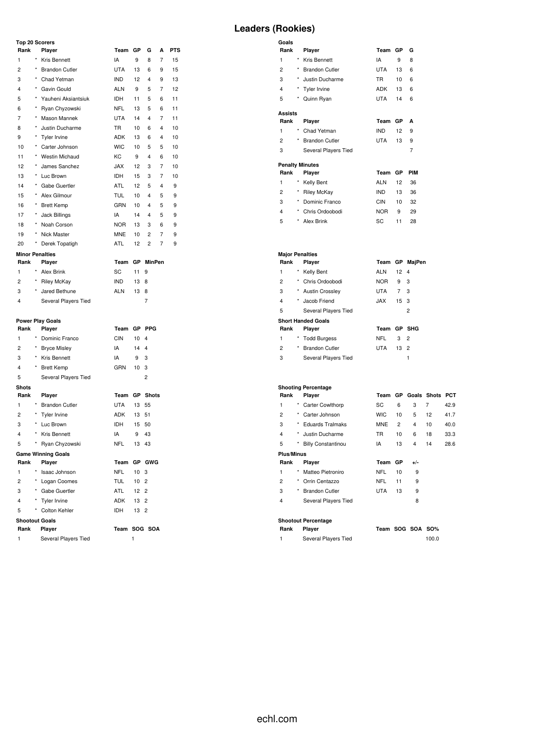# Leaders (Rookies)

### Top 20 Scorers

| Rank | | Player | Team | GP | G | A | PTS |
|---|---|---|---|---|---|---|---|
| 1 | * | Kris Bennett | IA | 9 | 8 | 7 | 15 |
| 2 | * | Brandon Cutler | UTA | 13 | 6 | 9 | 15 |
| 3 | * | Chad Yetman | IND | 12 | 4 | 9 | 13 |
| 4 | * | Gavin Gould | ALN | 9 | 5 | 7 | 12 |
| 5 | * | Yauheni Aksiantsiuk | IDH | 11 | 5 | 6 | 11 |
| 6 | * | Ryan Chyzowski | NFL | 13 | 5 | 6 | 11 |
| 7 | * | Mason Mannek | UTA | 14 | 4 | 7 | 11 |
| 8 | * | Justin Ducharme | TR | 10 | 6 | 4 | 10 |
| 9 | * | Tyler Irvine | ADK | 13 | 6 | 4 | 10 |
| 10 | * | Carter Johnson | WIC | 10 | 5 | 5 | 10 |
| 11 | * | Westin Michaud | KC | 9 | 4 | 6 | 10 |
| 12 | * | James Sanchez | JAX | 12 | 3 | 7 | 10 |
| 13 | * | Luc Brown | IDH | 15 | 3 | 7 | 10 |
| 14 | * | Gabe Guertler | ATL | 12 | 5 | 4 | 9 |
| 15 | * | Alex Gilmour | TUL | 10 | 4 | 5 | 9 |
| 16 | * | Brett Kemp | GRN | 10 | 4 | 5 | 9 |
| 17 | * | Jack Billings | IA | 14 | 4 | 5 | 9 |
| 18 | * | Noah Corson | NOR | 13 | 3 | 6 | 9 |
| 19 | * | Nick Master | MNE | 10 | 2 | 7 | 9 |
| 20 | * | Derek Topatigh | ATL | 12 | 2 | 7 | 9 |

### Goals

| Rank | | Player | Team | GP | G |
|---|---|---|---|---|---|
| 1 | * | Kris Bennett | IA | 9 | 8 |
| 2 | * | Brandon Cutler | UTA | 13 | 6 |
| 3 | * | Justin Ducharme | TR | 10 | 6 |
| 4 | * | Tyler Irvine | ADK | 13 | 6 |
| 5 | * | Quinn Ryan | UTA | 14 | 6 |

### Assists

| Rank | | Player | Team | GP | A |
|---|---|---|---|---|---|
| 1 | * | Chad Yetman | IND | 12 | 9 |
| 2 | * | Brandon Cutler | UTA | 13 | 9 |
| 3 | | Several Players Tied | | | 7 |

### Penalty Minutes

| Rank | | Player | Team | GP | PIM |
|---|---|---|---|---|---|
| 1 | * | Kelly Bent | ALN | 12 | 36 |
| 2 | * | Riley McKay | IND | 13 | 36 |
| 3 | * | Dominic Franco | CIN | 10 | 32 |
| 4 | * | Chris Ordoobodi | NOR | 9 | 29 |
| 5 | * | Alex Brink | SC | 11 | 28 |

### Minor Penalties

| Rank | | Player | Team | GP | MinPen |
|---|---|---|---|---|---|
| 1 | * | Alex Brink | SC | 11 | 9 |
| 2 | * | Riley McKay | IND | 13 | 8 |
| 3 | * | Jared Bethune | ALN | 13 | 8 |
| 4 | | Several Players Tied | | | 7 |

### Major Penalties

| Rank | | Player | Team | GP | MajPen |
|---|---|---|---|---|---|
| 1 | * | Kelly Bent | ALN | 12 | 4 |
| 2 | * | Chris Ordoobodi | NOR | 9 | 3 |
| 3 | * | Austin Crossley | UTA | 7 | 3 |
| 4 | * | Jacob Friend | JAX | 15 | 3 |
| 5 | | Several Players Tied | | | 2 |

### Power Play Goals

| Rank | | Player | Team | GP | PPG |
|---|---|---|---|---|---|
| 1 | * | Dominic Franco | CIN | 10 | 4 |
| 2 | * | Bryce Misley | IA | 14 | 4 |
| 3 | * | Kris Bennett | IA | 9 | 3 |
| 4 | * | Brett Kemp | GRN | 10 | 3 |
| 5 | | Several Players Tied | | | 2 |

### Short Handed Goals

| Rank | | Player | Team | GP | SHG |
|---|---|---|---|---|---|
| 1 | * | Todd Burgess | NFL | 3 | 2 |
| 2 | * | Brandon Cutler | UTA | 13 | 2 |
| 3 | | Several Players Tied | | | 1 |

### Shots

| Rank | | Player | Team | GP | Shots |
|---|---|---|---|---|---|
| 1 | * | Brandon Cutler | UTA | 13 | 55 |
| 2 | * | Tyler Irvine | ADK | 13 | 51 |
| 3 | * | Luc Brown | IDH | 15 | 50 |
| 4 | * | Kris Bennett | IA | 9 | 43 |
| 5 | * | Ryan Chyzowski | NFL | 13 | 43 |

### Shooting Percentage

| Rank | | Player | Team | GP | Goals | Shots | PCT |
|---|---|---|---|---|---|---|---|
| 1 | * | Carter Cowlthorp | SC | 6 | 3 | 7 | 42.9 |
| 2 | * | Carter Johnson | WIC | 10 | 5 | 12 | 41.7 |
| 3 | * | Eduards Tralmaks | MNE | 2 | 4 | 10 | 40.0 |
| 4 | * | Justin Ducharme | TR | 10 | 6 | 18 | 33.3 |
| 5 | * | Billy Constantinou | IA | 13 | 4 | 14 | 28.6 |

### Game Winning Goals

| Rank | | Player | Team | GP | GWG |
|---|---|---|---|---|---|
| 1 | * | Isaac Johnson | NFL | 10 | 3 |
| 2 | * | Logan Coomes | TUL | 10 | 2 |
| 3 | * | Gabe Guertler | ATL | 12 | 2 |
| 4 | * | Tyler Irvine | ADK | 13 | 2 |
| 5 | * | Colton Kehler | IDH | 13 | 2 |

### Plus/Minus

| Rank | | Player | Team | GP | +/- |
|---|---|---|---|---|---|
| 1 | * | Matteo Pietroniro | NFL | 10 | 9 |
| 2 | * | Orrin Centazzo | NFL | 11 | 9 |
| 3 | * | Brandon Cutler | UTA | 13 | 9 |
| 4 | | Several Players Tied | | | 8 |

### Shootout Goals

| Rank | Player | Team | SOG | SOA |
|---|---|---|---|---|
| 1 | Several Players Tied | | 1 | |

### Shootout Percentage

| Rank | Player | Team | SOG | SOA | SO% |
|---|---|---|---|---|---|
| 1 | Several Players Tied | | | | 100.0 |

echl.com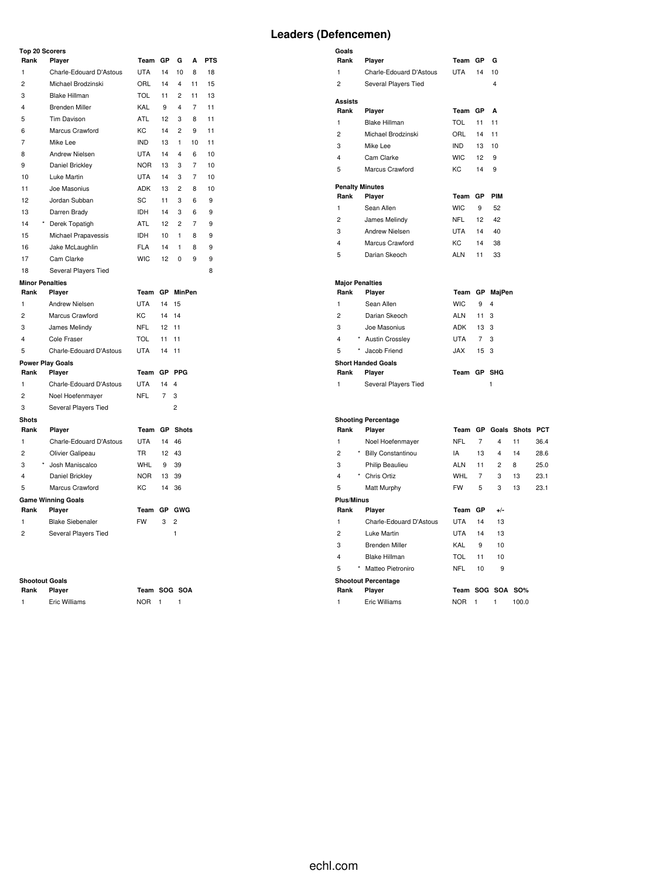# Leaders (Defencemen)

**Top 20 Scorers**

| Rank | | Player | Team | GP | G | A | PTS |
|---|---|---|---|---|---|---|---|
| 1 | | Charle-Edouard D'Astous | UTA | 14 | 10 | 8 | 18 |
| 2 | | Michael Brodzinski | ORL | 14 | 4 | 11 | 15 |
| 3 | | Blake Hillman | TOL | 11 | 2 | 11 | 13 |
| 4 | | Brenden Miller | KAL | 9 | 4 | 7 | 11 |
| 5 | | Tim Davison | ATL | 12 | 3 | 8 | 11 |
| 6 | | Marcus Crawford | KC | 14 | 2 | 9 | 11 |
| 7 | | Mike Lee | IND | 13 | 1 | 10 | 11 |
| 8 | | Andrew Nielsen | UTA | 14 | 4 | 6 | 10 |
| 9 | | Daniel Brickley | NOR | 13 | 3 | 7 | 10 |
| 10 | | Luke Martin | UTA | 14 | 3 | 7 | 10 |
| 11 | | Joe Masonius | ADK | 13 | 2 | 8 | 10 |
| 12 | | Jordan Subban | SC | 11 | 3 | 6 | 9 |
| 13 | | Darren Brady | IDH | 14 | 3 | 6 | 9 |
| 14 | * | Derek Topatigh | ATL | 12 | 2 | 7 | 9 |
| 15 | | Michael Prapavessis | IDH | 10 | 1 | 8 | 9 |
| 16 | | Jake McLaughlin | FLA | 14 | 1 | 8 | 9 |
| 17 | | Cam Clarke | WIC | 12 | 0 | 9 | 9 |
| 18 | | Several Players Tied | | | | | 8 |

**Goals**

| Rank | Player | Team | GP | G |
|---|---|---|---|---|
| 1 | Charle-Edouard D'Astous | UTA | 14 | 10 |
| 2 | Several Players Tied | | | 4 |

**Assists**

| Rank | Player | Team | GP | A |
|---|---|---|---|---|
| 1 | Blake Hillman | TOL | 11 | 11 |
| 2 | Michael Brodzinski | ORL | 14 | 11 |
| 3 | Mike Lee | IND | 13 | 10 |
| 4 | Cam Clarke | WIC | 12 | 9 |
| 5 | Marcus Crawford | KC | 14 | 9 |

**Penalty Minutes**

| Rank | Player | Team | GP | PIM |
|---|---|---|---|---|
| 1 | Sean Allen | WIC | 9 | 52 |
| 2 | James Melindy | NFL | 12 | 42 |
| 3 | Andrew Nielsen | UTA | 14 | 40 |
| 4 | Marcus Crawford | KC | 14 | 38 |
| 5 | Darian Skeoch | ALN | 11 | 33 |

**Minor Penalties**

| Rank | Player | Team | GP | MinPen |
|---|---|---|---|---|
| 1 | Andrew Nielsen | UTA | 14 | 15 |
| 2 | Marcus Crawford | KC | 14 | 14 |
| 3 | James Melindy | NFL | 12 | 11 |
| 4 | Cole Fraser | TOL | 11 | 11 |
| 5 | Charle-Edouard D'Astous | UTA | 14 | 11 |

**Major Penalties**

| Rank | | Player | Team | GP | MajPen |
|---|---|---|---|---|---|
| 1 | | Sean Allen | WIC | 9 | 4 |
| 2 | | Darian Skeoch | ALN | 11 | 3 |
| 3 | | Joe Masonius | ADK | 13 | 3 |
| 4 | * | Austin Crossley | UTA | 7 | 3 |
| 5 | * | Jacob Friend | JAX | 15 | 3 |

**Power Play Goals**

| Rank | Player | Team | GP | PPG |
|---|---|---|---|---|
| 1 | Charle-Edouard D'Astous | UTA | 14 | 4 |
| 2 | Noel Hoefenmayer | NFL | 7 | 3 |
| 3 | Several Players Tied | | | 2 |

**Short Handed Goals**

| Rank | Player | Team | GP | SHG |
|---|---|---|---|---|
| 1 | Several Players Tied | | | 1 |

**Shots**

| Rank | | Player | Team | GP | Shots |
|---|---|---|---|---|---|
| 1 | | Charle-Edouard D'Astous | UTA | 14 | 46 |
| 2 | | Olivier Galipeau | TR | 12 | 43 |
| 3 | * | Josh Maniscalco | WHL | 9 | 39 |
| 4 | | Daniel Brickley | NOR | 13 | 39 |
| 5 | | Marcus Crawford | KC | 14 | 36 |

**Shooting Percentage**

| Rank | | Player | Team | GP | Goals | Shots | PCT |
|---|---|---|---|---|---|---|---|
| 1 | | Noel Hoefenmayer | NFL | 7 | 4 | 11 | 36.4 |
| 2 | * | Billy Constantinou | IA | 13 | 4 | 14 | 28.6 |
| 3 | | Philip Beaulieu | ALN | 11 | 2 | 8 | 25.0 |
| 4 | * | Chris Ortiz | WHL | 7 | 3 | 13 | 23.1 |
| 5 | | Matt Murphy | FW | 5 | 3 | 13 | 23.1 |

**Game Winning Goals**

| Rank | Player | Team | GP | GWG |
|---|---|---|---|---|
| 1 | Blake Siebenaler | FW | 3 | 2 |
| 2 | Several Players Tied | | | 1 |

**Plus/Minus**

| Rank | | Player | Team | GP | +/- |
|---|---|---|---|---|---|
| 1 | | Charle-Edouard D'Astous | UTA | 14 | 13 |
| 2 | | Luke Martin | UTA | 14 | 13 |
| 3 | | Brenden Miller | KAL | 9 | 10 |
| 4 | | Blake Hillman | TOL | 11 | 10 |
| 5 | * | Matteo Pietroniro | NFL | 10 | 9 |

**Shootout Goals**

| Rank | Player | Team | SOG | SOA |
|---|---|---|---|---|
| 1 | Eric Williams | NOR | 1 | 1 |

**Shootout Percentage**

| Rank | Player | Team | SOG | SOA | SO% |
|---|---|---|---|---|---|
| 1 | Eric Williams | NOR | 1 | 1 | 100.0 |

echl.com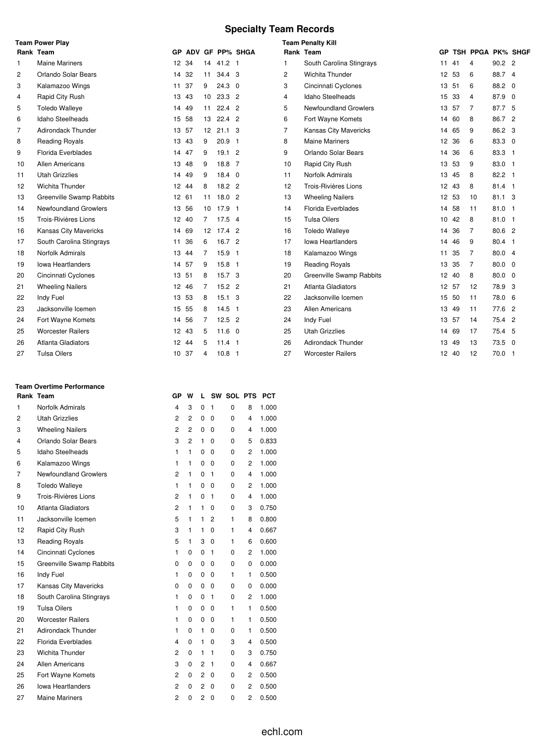# Specialty Team Records

### Team Power Play

| Rank | Team | GP | ADV | GF | PP% | SHGA |
|---|---|---|---|---|---|---|
| 1 | Maine Mariners | 12 | 34 | 14 | 41.2 | 1 |
| 2 | Orlando Solar Bears | 14 | 32 | 11 | 34.4 | 3 |
| 3 | Kalamazoo Wings | 11 | 37 | 9 | 24.3 | 0 |
| 4 | Rapid City Rush | 13 | 43 | 10 | 23.3 | 2 |
| 5 | Toledo Walleye | 14 | 49 | 11 | 22.4 | 2 |
| 6 | Idaho Steelheads | 15 | 58 | 13 | 22.4 | 2 |
| 7 | Adirondack Thunder | 13 | 57 | 12 | 21.1 | 3 |
| 8 | Reading Royals | 13 | 43 | 9 | 20.9 | 1 |
| 9 | Florida Everblades | 14 | 47 | 9 | 19.1 | 2 |
| 10 | Allen Americans | 13 | 48 | 9 | 18.8 | 7 |
| 11 | Utah Grizzlies | 14 | 49 | 9 | 18.4 | 0 |
| 12 | Wichita Thunder | 12 | 44 | 8 | 18.2 | 2 |
| 13 | Greenville Swamp Rabbits | 12 | 61 | 11 | 18.0 | 2 |
| 14 | Newfoundland Growlers | 13 | 56 | 10 | 17.9 | 1 |
| 15 | Trois-Rivières Lions | 12 | 40 | 7 | 17.5 | 4 |
| 16 | Kansas City Mavericks | 14 | 69 | 12 | 17.4 | 2 |
| 17 | South Carolina Stingrays | 11 | 36 | 6 | 16.7 | 2 |
| 18 | Norfolk Admirals | 13 | 44 | 7 | 15.9 | 1 |
| 19 | Iowa Heartlanders | 14 | 57 | 9 | 15.8 | 1 |
| 20 | Cincinnati Cyclones | 13 | 51 | 8 | 15.7 | 3 |
| 21 | Wheeling Nailers | 12 | 46 | 7 | 15.2 | 2 |
| 22 | Indy Fuel | 13 | 53 | 8 | 15.1 | 3 |
| 23 | Jacksonville Icemen | 15 | 55 | 8 | 14.5 | 1 |
| 24 | Fort Wayne Komets | 14 | 56 | 7 | 12.5 | 2 |
| 25 | Worcester Railers | 12 | 43 | 5 | 11.6 | 0 |
| 26 | Atlanta Gladiators | 12 | 44 | 5 | 11.4 | 1 |
| 27 | Tulsa Oilers | 10 | 37 | 4 | 10.8 | 1 |

### Team Penalty Kill

| Rank | Team | GP | TSH | PPGA | PK% | SHGF |
|---|---|---|---|---|---|---|
| 1 | South Carolina Stingrays | 11 | 41 | 4 | 90.2 | 2 |
| 2 | Wichita Thunder | 12 | 53 | 6 | 88.7 | 4 |
| 3 | Cincinnati Cyclones | 13 | 51 | 6 | 88.2 | 0 |
| 4 | Idaho Steelheads | 15 | 33 | 4 | 87.9 | 0 |
| 5 | Newfoundland Growlers | 13 | 57 | 7 | 87.7 | 5 |
| 6 | Fort Wayne Komets | 14 | 60 | 8 | 86.7 | 2 |
| 7 | Kansas City Mavericks | 14 | 65 | 9 | 86.2 | 3 |
| 8 | Maine Mariners | 12 | 36 | 6 | 83.3 | 0 |
| 9 | Orlando Solar Bears | 14 | 36 | 6 | 83.3 | 1 |
| 10 | Rapid City Rush | 13 | 53 | 9 | 83.0 | 1 |
| 11 | Norfolk Admirals | 13 | 45 | 8 | 82.2 | 1 |
| 12 | Trois-Rivières Lions | 12 | 43 | 8 | 81.4 | 1 |
| 13 | Wheeling Nailers | 12 | 53 | 10 | 81.1 | 3 |
| 14 | Florida Everblades | 14 | 58 | 11 | 81.0 | 1 |
| 15 | Tulsa Oilers | 10 | 42 | 8 | 81.0 | 1 |
| 16 | Toledo Walleye | 14 | 36 | 7 | 80.6 | 2 |
| 17 | Iowa Heartlanders | 14 | 46 | 9 | 80.4 | 1 |
| 18 | Kalamazoo Wings | 11 | 35 | 7 | 80.0 | 4 |
| 19 | Reading Royals | 13 | 35 | 7 | 80.0 | 0 |
| 20 | Greenville Swamp Rabbits | 12 | 40 | 8 | 80.0 | 0 |
| 21 | Atlanta Gladiators | 12 | 57 | 12 | 78.9 | 3 |
| 22 | Jacksonville Icemen | 15 | 50 | 11 | 78.0 | 6 |
| 23 | Allen Americans | 13 | 49 | 11 | 77.6 | 2 |
| 24 | Indy Fuel | 13 | 57 | 14 | 75.4 | 2 |
| 25 | Utah Grizzlies | 14 | 69 | 17 | 75.4 | 5 |
| 26 | Adirondack Thunder | 13 | 49 | 13 | 73.5 | 0 |
| 27 | Worcester Railers | 12 | 40 | 12 | 70.0 | 1 |

### Team Overtime Performance

| Rank | Team | GP | W | L | SW | SOL | PTS | PCT |
|---|---|---|---|---|---|---|---|---|
| 1 | Norfolk Admirals | 4 | 3 | 0 | 1 | 0 | 8 | 1.000 |
| 2 | Utah Grizzlies | 2 | 2 | 0 | 0 | 0 | 4 | 1.000 |
| 3 | Wheeling Nailers | 2 | 2 | 0 | 0 | 0 | 4 | 1.000 |
| 4 | Orlando Solar Bears | 3 | 2 | 1 | 0 | 0 | 5 | 0.833 |
| 5 | Idaho Steelheads | 1 | 1 | 0 | 0 | 0 | 2 | 1.000 |
| 6 | Kalamazoo Wings | 1 | 1 | 0 | 0 | 0 | 2 | 1.000 |
| 7 | Newfoundland Growlers | 2 | 1 | 0 | 1 | 0 | 4 | 1.000 |
| 8 | Toledo Walleye | 1 | 1 | 0 | 0 | 0 | 2 | 1.000 |
| 9 | Trois-Rivières Lions | 2 | 1 | 0 | 1 | 0 | 4 | 1.000 |
| 10 | Atlanta Gladiators | 2 | 1 | 1 | 0 | 0 | 3 | 0.750 |
| 11 | Jacksonville Icemen | 5 | 1 | 1 | 2 | 1 | 8 | 0.800 |
| 12 | Rapid City Rush | 3 | 1 | 1 | 0 | 1 | 4 | 0.667 |
| 13 | Reading Royals | 5 | 1 | 3 | 0 | 1 | 6 | 0.600 |
| 14 | Cincinnati Cyclones | 1 | 0 | 0 | 1 | 0 | 2 | 1.000 |
| 15 | Greenville Swamp Rabbits | 0 | 0 | 0 | 0 | 0 | 0 | 0.000 |
| 16 | Indy Fuel | 1 | 0 | 0 | 0 | 1 | 1 | 0.500 |
| 17 | Kansas City Mavericks | 0 | 0 | 0 | 0 | 0 | 0 | 0.000 |
| 18 | South Carolina Stingrays | 1 | 0 | 0 | 1 | 0 | 2 | 1.000 |
| 19 | Tulsa Oilers | 1 | 0 | 0 | 0 | 1 | 1 | 0.500 |
| 20 | Worcester Railers | 1 | 0 | 0 | 0 | 1 | 1 | 0.500 |
| 21 | Adirondack Thunder | 1 | 0 | 1 | 0 | 0 | 1 | 0.500 |
| 22 | Florida Everblades | 4 | 0 | 1 | 0 | 3 | 4 | 0.500 |
| 23 | Wichita Thunder | 2 | 0 | 1 | 1 | 0 | 3 | 0.750 |
| 24 | Allen Americans | 3 | 0 | 2 | 1 | 0 | 4 | 0.667 |
| 25 | Fort Wayne Komets | 2 | 0 | 2 | 0 | 0 | 2 | 0.500 |
| 26 | Iowa Heartlanders | 2 | 0 | 2 | 0 | 0 | 2 | 0.500 |
| 27 | Maine Mariners | 2 | 0 | 2 | 0 | 0 | 2 | 0.500 |

echl.com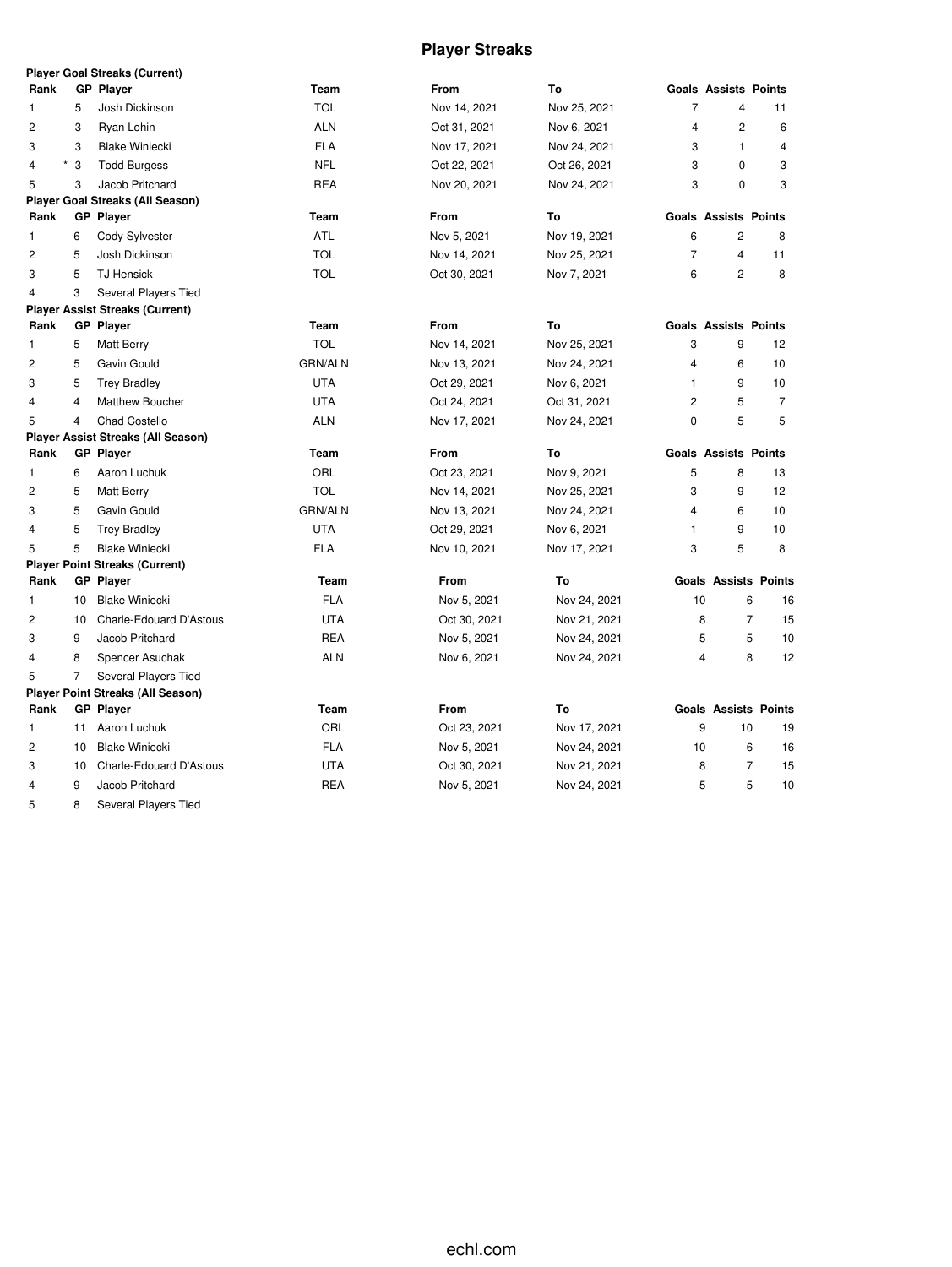# Player Streaks

### Player Goal Streaks (Current)

| Rank | GP | Player | Team | From | To | Goals | Assists | Points |
|---|---|---|---|---|---|---|---|---|
| 1 | 5 | Josh Dickinson | TOL | Nov 14, 2021 | Nov 25, 2021 | 7 | 4 | 11 |
| 2 | 3 | Ryan Lohin | ALN | Oct 31, 2021 | Nov 6, 2021 | 4 | 2 | 6 |
| 3 | 3 | Blake Winiecki | FLA | Nov 17, 2021 | Nov 24, 2021 | 3 | 1 | 4 |
| 4 | * 3 | Todd Burgess | NFL | Oct 22, 2021 | Oct 26, 2021 | 3 | 0 | 3 |
| 5 | 3 | Jacob Pritchard | REA | Nov 20, 2021 | Nov 24, 2021 | 3 | 0 | 3 |

### Player Goal Streaks (All Season)

| Rank | GP | Player | Team | From | To | Goals | Assists | Points |
|---|---|---|---|---|---|---|---|---|
| 1 | 6 | Cody Sylvester | ATL | Nov 5, 2021 | Nov 19, 2021 | 6 | 2 | 8 |
| 2 | 5 | Josh Dickinson | TOL | Nov 14, 2021 | Nov 25, 2021 | 7 | 4 | 11 |
| 3 | 5 | TJ Hensick | TOL | Oct 30, 2021 | Nov 7, 2021 | 6 | 2 | 8 |
| 4 | 3 | Several Players Tied | | | | | | |

### Player Assist Streaks (Current)

| Rank | GP | Player | Team | From | To | Goals | Assists | Points |
|---|---|---|---|---|---|---|---|---|
| 1 | 5 | Matt Berry | TOL | Nov 14, 2021 | Nov 25, 2021 | 3 | 9 | 12 |
| 2 | 5 | Gavin Gould | GRN/ALN | Nov 13, 2021 | Nov 24, 2021 | 4 | 6 | 10 |
| 3 | 5 | Trey Bradley | UTA | Oct 29, 2021 | Nov 6, 2021 | 1 | 9 | 10 |
| 4 | 4 | Matthew Boucher | UTA | Oct 24, 2021 | Oct 31, 2021 | 2 | 5 | 7 |
| 5 | 4 | Chad Costello | ALN | Nov 17, 2021 | Nov 24, 2021 | 0 | 5 | 5 |

### Player Assist Streaks (All Season)

| Rank | GP | Player | Team | From | To | Goals | Assists | Points |
|---|---|---|---|---|---|---|---|---|
| 1 | 6 | Aaron Luchuk | ORL | Oct 23, 2021 | Nov 9, 2021 | 5 | 8 | 13 |
| 2 | 5 | Matt Berry | TOL | Nov 14, 2021 | Nov 25, 2021 | 3 | 9 | 12 |
| 3 | 5 | Gavin Gould | GRN/ALN | Nov 13, 2021 | Nov 24, 2021 | 4 | 6 | 10 |
| 4 | 5 | Trey Bradley | UTA | Oct 29, 2021 | Nov 6, 2021 | 1 | 9 | 10 |
| 5 | 5 | Blake Winiecki | FLA | Nov 10, 2021 | Nov 17, 2021 | 3 | 5 | 8 |

### Player Point Streaks (Current)

| Rank | GP | Player | Team | From | To | Goals | Assists | Points |
|---|---|---|---|---|---|---|---|---|
| 1 | 10 | Blake Winiecki | FLA | Nov 5, 2021 | Nov 24, 2021 | 10 | 6 | 16 |
| 2 | 10 | Charle-Edouard D'Astous | UTA | Oct 30, 2021 | Nov 21, 2021 | 8 | 7 | 15 |
| 3 | 9 | Jacob Pritchard | REA | Nov 5, 2021 | Nov 24, 2021 | 5 | 5 | 10 |
| 4 | 8 | Spencer Asuchak | ALN | Nov 6, 2021 | Nov 24, 2021 | 4 | 8 | 12 |
| 5 | 7 | Several Players Tied | | | | | | |

### Player Point Streaks (All Season)

| Rank | GP | Player | Team | From | To | Goals | Assists | Points |
|---|---|---|---|---|---|---|---|---|
| 1 | 11 | Aaron Luchuk | ORL | Oct 23, 2021 | Nov 17, 2021 | 9 | 10 | 19 |
| 2 | 10 | Blake Winiecki | FLA | Nov 5, 2021 | Nov 24, 2021 | 10 | 6 | 16 |
| 3 | 10 | Charle-Edouard D'Astous | UTA | Oct 30, 2021 | Nov 21, 2021 | 8 | 7 | 15 |
| 4 | 9 | Jacob Pritchard | REA | Nov 5, 2021 | Nov 24, 2021 | 5 | 5 | 10 |
| 5 | 8 | Several Players Tied | | | | | | |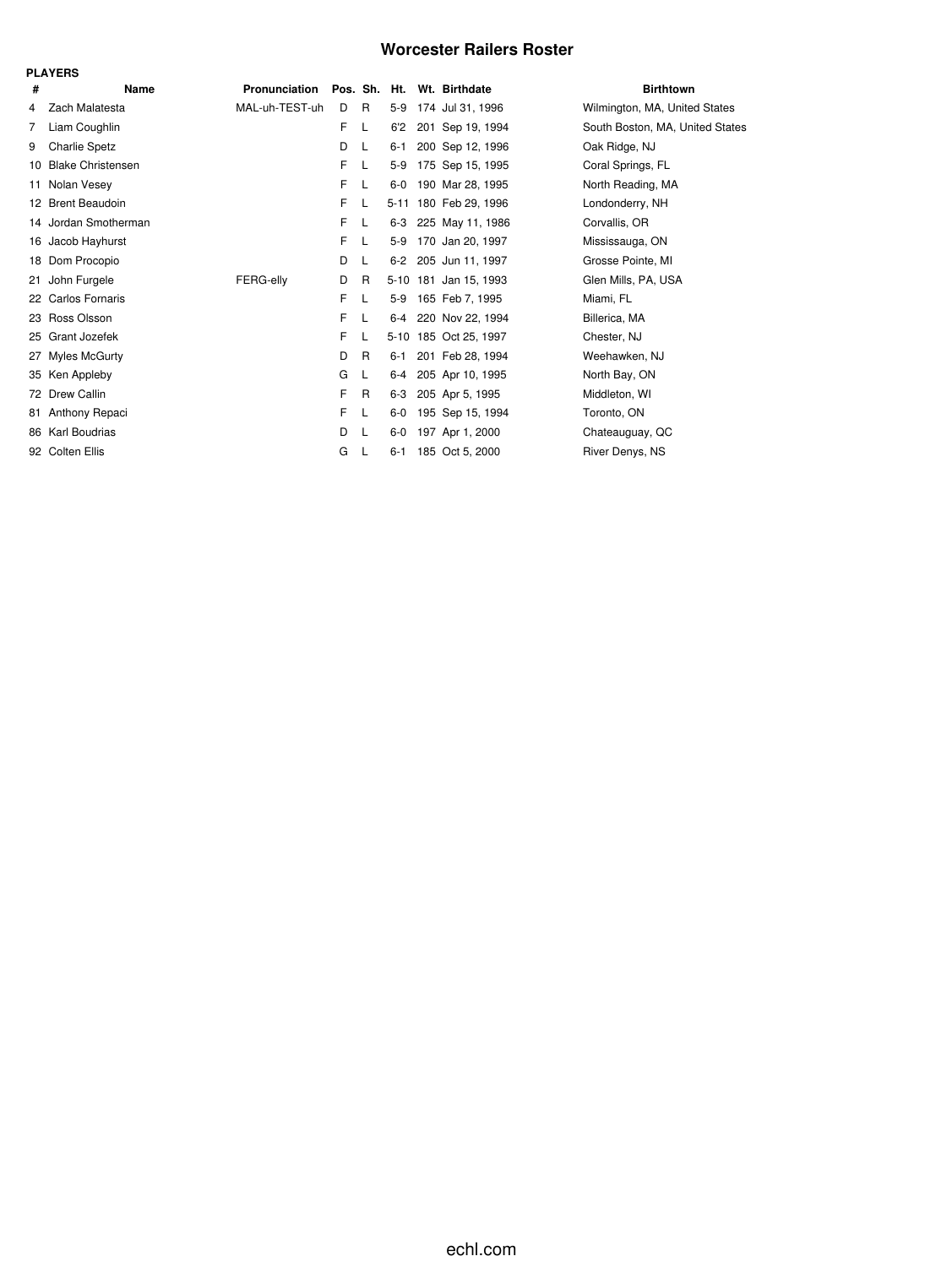# Worcester Railers Roster

**PLAYERS**

| # | Name | Pronunciation | Pos. | Sh. | Ht. | Wt. | Birthdate | Birthtown |
|---|---|---|---|---|---|---|---|---|
| 4 | Zach Malatesta | MAL-uh-TEST-uh | D | R | 5-9 | 174 | Jul 31, 1996 | Wilmington, MA, United States |
| 7 | Liam Coughlin | | F | L | 6'2 | 201 | Sep 19, 1994 | South Boston, MA, United States |
| 9 | Charlie Spetz | | D | L | 6-1 | 200 | Sep 12, 1996 | Oak Ridge, NJ |
| 10 | Blake Christensen | | F | L | 5-9 | 175 | Sep 15, 1995 | Coral Springs, FL |
| 11 | Nolan Vesey | | F | L | 6-0 | 190 | Mar 28, 1995 | North Reading, MA |
| 12 | Brent Beaudoin | | F | L | 5-11 | 180 | Feb 29, 1996 | Londonderry, NH |
| 14 | Jordan Smotherman | | F | L | 6-3 | 225 | May 11, 1986 | Corvallis, OR |
| 16 | Jacob Hayhurst | | F | L | 5-9 | 170 | Jan 20, 1997 | Mississauga, ON |
| 18 | Dom Procopio | | D | L | 6-2 | 205 | Jun 11, 1997 | Grosse Pointe, MI |
| 21 | John Furgele | FERG-elly | D | R | 5-10 | 181 | Jan 15, 1993 | Glen Mills, PA, USA |
| 22 | Carlos Fornaris | | F | L | 5-9 | 165 | Feb 7, 1995 | Miami, FL |
| 23 | Ross Olsson | | F | L | 6-4 | 220 | Nov 22, 1994 | Billerica, MA |
| 25 | Grant Jozefek | | F | L | 5-10 | 185 | Oct 25, 1997 | Chester, NJ |
| 27 | Myles McGurty | | D | R | 6-1 | 201 | Feb 28, 1994 | Weehawken, NJ |
| 35 | Ken Appleby | | G | L | 6-4 | 205 | Apr 10, 1995 | North Bay, ON |
| 72 | Drew Callin | | F | R | 6-3 | 205 | Apr 5, 1995 | Middleton, WI |
| 81 | Anthony Repaci | | F | L | 6-0 | 195 | Sep 15, 1994 | Toronto, ON |
| 86 | Karl Boudrias | | D | L | 6-0 | 197 | Apr 1, 2000 | Chateauguay, QC |
| 92 | Colten Ellis | | G | L | 6-1 | 185 | Oct 5, 2000 | River Denys, NS |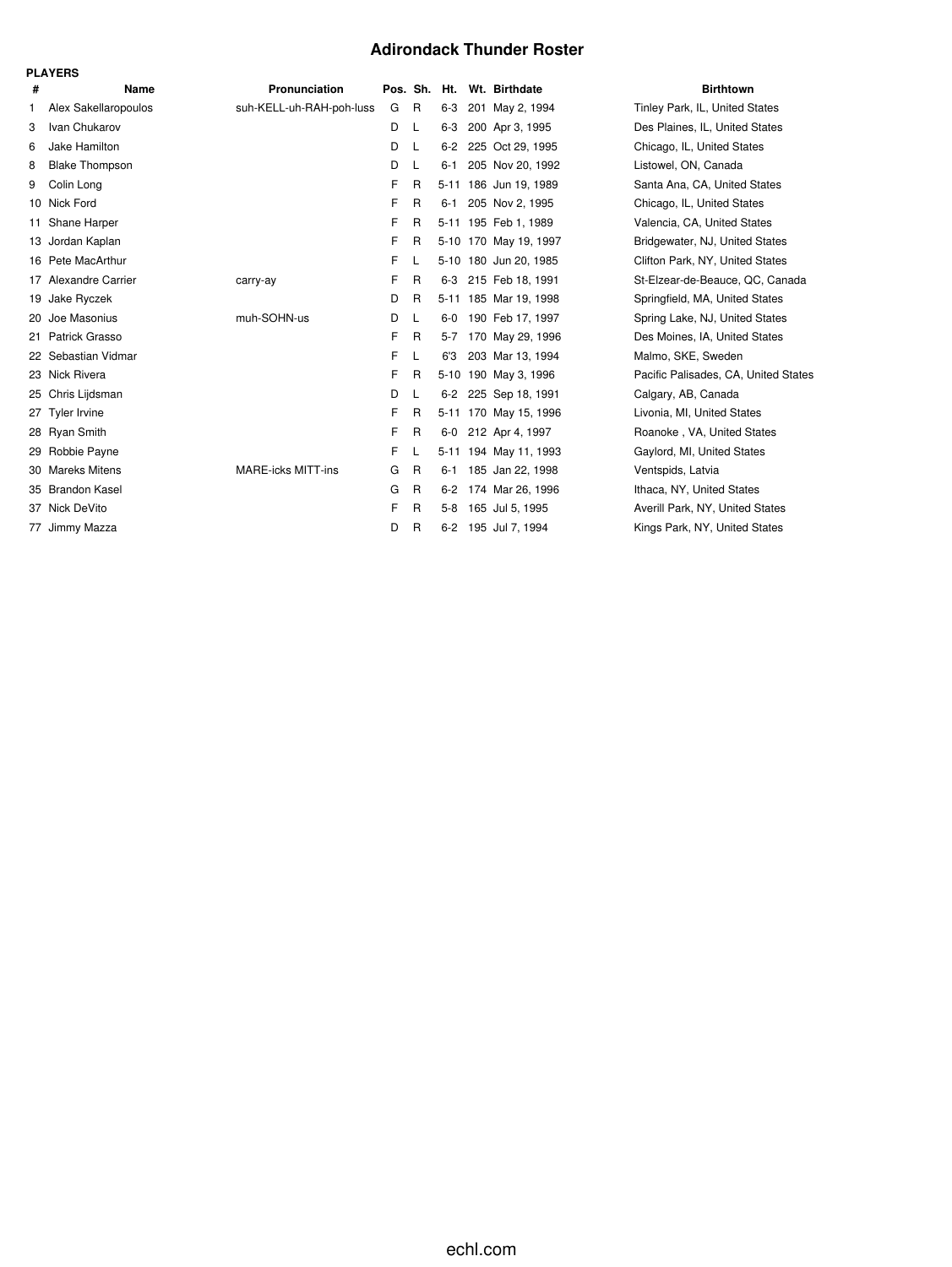# Adirondack Thunder Roster

**PLAYERS**

| # | Name | Pronunciation | Pos. | Sh. | Ht. | Wt. | Birthdate | Birthtown |
|---|---|---|---|---|---|---|---|---|
| 1 | Alex Sakellaropoulos | suh-KELL-uh-RAH-poh-luss | G | R | 6-3 | 201 | May 2, 1994 | Tinley Park, IL, United States |
| 3 | Ivan Chukarov | | D | L | 6-3 | 200 | Apr 3, 1995 | Des Plaines, IL, United States |
| 6 | Jake Hamilton | | D | L | 6-2 | 225 | Oct 29, 1995 | Chicago, IL, United States |
| 8 | Blake Thompson | | D | L | 6-1 | 205 | Nov 20, 1992 | Listowel, ON, Canada |
| 9 | Colin Long | | F | R | 5-11 | 186 | Jun 19, 1989 | Santa Ana, CA, United States |
| 10 | Nick Ford | | F | R | 6-1 | 205 | Nov 2, 1995 | Chicago, IL, United States |
| 11 | Shane Harper | | F | R | 5-11 | 195 | Feb 1, 1989 | Valencia, CA, United States |
| 13 | Jordan Kaplan | | F | R | 5-10 | 170 | May 19, 1997 | Bridgewater, NJ, United States |
| 16 | Pete MacArthur | | F | L | 5-10 | 180 | Jun 20, 1985 | Clifton Park, NY, United States |
| 17 | Alexandre Carrier | carry-ay | F | R | 6-3 | 215 | Feb 18, 1991 | St-Elzear-de-Beauce, QC, Canada |
| 19 | Jake Ryczek | | D | R | 5-11 | 185 | Mar 19, 1998 | Springfield, MA, United States |
| 20 | Joe Masonius | muh-SOHN-us | D | L | 6-0 | 190 | Feb 17, 1997 | Spring Lake, NJ, United States |
| 21 | Patrick Grasso | | F | R | 5-7 | 170 | May 29, 1996 | Des Moines, IA, United States |
| 22 | Sebastian Vidmar | | F | L | 6'3 | 203 | Mar 13, 1994 | Malmo, SKE, Sweden |
| 23 | Nick Rivera | | F | R | 5-10 | 190 | May 3, 1996 | Pacific Palisades, CA, United States |
| 25 | Chris Lijdsman | | D | L | 6-2 | 225 | Sep 18, 1991 | Calgary, AB, Canada |
| 27 | Tyler Irvine | | F | R | 5-11 | 170 | May 15, 1996 | Livonia, MI, United States |
| 28 | Ryan Smith | | F | R | 6-0 | 212 | Apr 4, 1997 | Roanoke , VA, United States |
| 29 | Robbie Payne | | F | L | 5-11 | 194 | May 11, 1993 | Gaylord, MI, United States |
| 30 | Mareks Mitens | MARE-icks MITT-ins | G | R | 6-1 | 185 | Jan 22, 1998 | Ventspids, Latvia |
| 35 | Brandon Kasel | | G | R | 6-2 | 174 | Mar 26, 1996 | Ithaca, NY, United States |
| 37 | Nick DeVito | | F | R | 5-8 | 165 | Jul 5, 1995 | Averill Park, NY, United States |
| 77 | Jimmy Mazza | | D | R | 6-2 | 195 | Jul 7, 1994 | Kings Park, NY, United States |

echl.com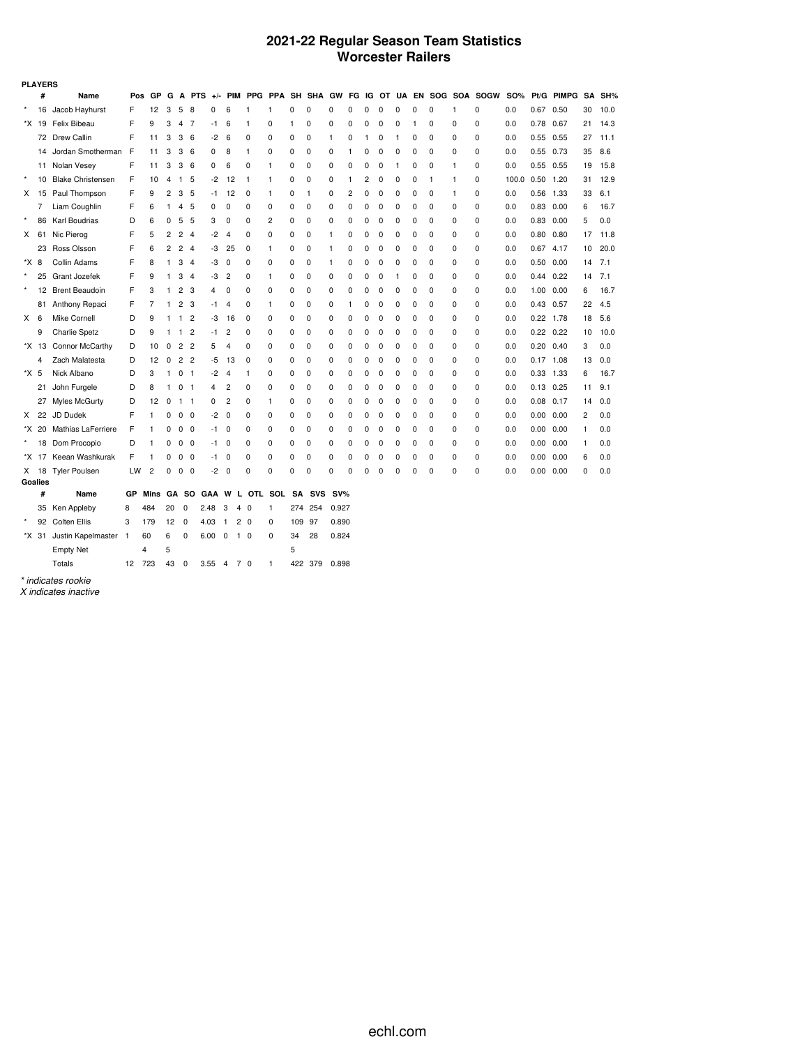# 2021-22 Regular Season Team Statistics
## Worcester Railers

**PLAYERS**

| | # | Name | Pos | GP | G | A | PTS | +/- | PIM | PPG | PPA | SH | SHA | GW | FG | IG | OT | UA | EN | SOG | SOA | SOGW | SO% | Pt/G | PIMPG | SA | SH% |
|---|---|---|---|---|---|---|---|---|---|---|---|---|---|---|---|---|---|---|---|---|---|---|---|---|---|---|---|
| * | 16 | Jacob Hayhurst | F | 12 | 3 | 5 | 8 | 0 | 6 | 1 | 1 | 0 | 0 | 0 | 0 | 0 | 0 | 0 | 0 | 0 | 1 | 0 | 0.0 | 0.67 | 0.50 | 30 | 10.0 |
| *X | 19 | Felix Bibeau | F | 9 | 3 | 4 | 7 | -1 | 6 | 1 | 0 | 1 | 0 | 0 | 0 | 0 | 0 | 0 | 1 | 0 | 0 | 0 | 0.0 | 0.78 | 0.67 | 21 | 14.3 |
| | 72 | Drew Callin | F | 11 | 3 | 3 | 6 | -2 | 6 | 0 | 0 | 0 | 0 | 1 | 0 | 1 | 0 | 1 | 0 | 0 | 0 | 0 | 0.0 | 0.55 | 0.55 | 27 | 11.1 |
| | 14 | Jordan Smotherman | F | 11 | 3 | 3 | 6 | 0 | 8 | 1 | 0 | 0 | 0 | 0 | 1 | 0 | 0 | 0 | 0 | 0 | 0 | 0 | 0.0 | 0.55 | 0.73 | 35 | 8.6 |
| | 11 | Nolan Vesey | F | 11 | 3 | 3 | 6 | 0 | 6 | 0 | 1 | 0 | 0 | 0 | 0 | 0 | 0 | 1 | 0 | 0 | 1 | 0 | 0.0 | 0.55 | 0.55 | 19 | 15.8 |
| * | 10 | Blake Christensen | F | 10 | 4 | 1 | 5 | -2 | 12 | 1 | 1 | 0 | 0 | 0 | 1 | 2 | 0 | 0 | 0 | 1 | 1 | 0 | 100.0 | 0.50 | 1.20 | 31 | 12.9 |
| X | 15 | Paul Thompson | F | 9 | 2 | 3 | 5 | -1 | 12 | 0 | 1 | 0 | 1 | 0 | 2 | 0 | 0 | 0 | 0 | 0 | 1 | 0 | 0.0 | 0.56 | 1.33 | 33 | 6.1 |
| | 7 | Liam Coughlin | F | 6 | 1 | 4 | 5 | 0 | 0 | 0 | 0 | 0 | 0 | 0 | 0 | 0 | 0 | 0 | 0 | 0 | 0 | 0 | 0.0 | 0.83 | 0.00 | 6 | 16.7 |
| * | 86 | Karl Boudrias | D | 6 | 0 | 5 | 5 | 3 | 0 | 0 | 2 | 0 | 0 | 0 | 0 | 0 | 0 | 0 | 0 | 0 | 0 | 0 | 0.0 | 0.83 | 0.00 | 5 | 0.0 |
| X | 61 | Nic Pierog | F | 5 | 2 | 2 | 4 | -2 | 4 | 0 | 0 | 0 | 0 | 1 | 0 | 0 | 0 | 0 | 0 | 0 | 0 | 0 | 0.0 | 0.80 | 0.80 | 17 | 11.8 |
| | 23 | Ross Olsson | F | 6 | 2 | 2 | 4 | -3 | 25 | 0 | 1 | 0 | 0 | 1 | 0 | 0 | 0 | 0 | 0 | 0 | 0 | 0 | 0.0 | 0.67 | 4.17 | 10 | 20.0 |
| *X | 8 | Collin Adams | F | 8 | 1 | 3 | 4 | -3 | 0 | 0 | 0 | 0 | 0 | 1 | 0 | 0 | 0 | 0 | 0 | 0 | 0 | 0 | 0.0 | 0.50 | 0.00 | 14 | 7.1 |
| * | 25 | Grant Jozefek | F | 9 | 1 | 3 | 4 | -3 | 2 | 0 | 1 | 0 | 0 | 0 | 0 | 0 | 0 | 1 | 0 | 0 | 0 | 0 | 0.0 | 0.44 | 0.22 | 14 | 7.1 |
| * | 12 | Brent Beaudoin | F | 3 | 1 | 2 | 3 | 4 | 0 | 0 | 0 | 0 | 0 | 0 | 0 | 0 | 0 | 0 | 0 | 0 | 0 | 0 | 0.0 | 1.00 | 0.00 | 6 | 16.7 |
| | 81 | Anthony Repaci | F | 7 | 1 | 2 | 3 | -1 | 4 | 0 | 1 | 0 | 0 | 0 | 1 | 0 | 0 | 0 | 0 | 0 | 0 | 0 | 0.0 | 0.43 | 0.57 | 22 | 4.5 |
| X | 6 | Mike Cornell | D | 9 | 1 | 1 | 2 | -3 | 16 | 0 | 0 | 0 | 0 | 0 | 0 | 0 | 0 | 0 | 0 | 0 | 0 | 0 | 0.0 | 0.22 | 1.78 | 18 | 5.6 |
| | 9 | Charlie Spetz | D | 9 | 1 | 1 | 2 | -1 | 2 | 0 | 0 | 0 | 0 | 0 | 0 | 0 | 0 | 0 | 0 | 0 | 0 | 0 | 0.0 | 0.22 | 0.22 | 10 | 10.0 |
| *X | 13 | Connor McCarthy | D | 10 | 0 | 2 | 2 | 5 | 4 | 0 | 0 | 0 | 0 | 0 | 0 | 0 | 0 | 0 | 0 | 0 | 0 | 0 | 0.0 | 0.20 | 0.40 | 3 | 0.0 |
| | 4 | Zach Malatesta | D | 12 | 0 | 2 | 2 | -5 | 13 | 0 | 0 | 0 | 0 | 0 | 0 | 0 | 0 | 0 | 0 | 0 | 0 | 0 | 0.0 | 0.17 | 1.08 | 13 | 0.0 |
| *X | 5 | Nick Albano | D | 3 | 1 | 0 | 1 | -2 | 4 | 1 | 0 | 0 | 0 | 0 | 0 | 0 | 0 | 0 | 0 | 0 | 0 | 0 | 0.0 | 0.33 | 1.33 | 6 | 16.7 |
| | 21 | John Furgele | D | 8 | 1 | 0 | 1 | 4 | 2 | 0 | 0 | 0 | 0 | 0 | 0 | 0 | 0 | 0 | 0 | 0 | 0 | 0 | 0.0 | 0.13 | 0.25 | 11 | 9.1 |
| | 27 | Myles McGurty | D | 12 | 0 | 1 | 1 | 0 | 2 | 0 | 1 | 0 | 0 | 0 | 0 | 0 | 0 | 0 | 0 | 0 | 0 | 0 | 0.0 | 0.08 | 0.17 | 14 | 0.0 |
| X | 22 | JD Dudek | F | 1 | 0 | 0 | 0 | -2 | 0 | 0 | 0 | 0 | 0 | 0 | 0 | 0 | 0 | 0 | 0 | 0 | 0 | 0 | 0.0 | 0.00 | 0.00 | 2 | 0.0 |
| *X | 20 | Mathias LaFerriere | F | 1 | 0 | 0 | 0 | -1 | 0 | 0 | 0 | 0 | 0 | 0 | 0 | 0 | 0 | 0 | 0 | 0 | 0 | 0 | 0.0 | 0.00 | 0.00 | 1 | 0.0 |
| * | 18 | Dom Procopio | D | 1 | 0 | 0 | 0 | -1 | 0 | 0 | 0 | 0 | 0 | 0 | 0 | 0 | 0 | 0 | 0 | 0 | 0 | 0 | 0.0 | 0.00 | 0.00 | 1 | 0.0 |
| *X | 17 | Keean Washkurak | F | 1 | 0 | 0 | 0 | -1 | 0 | 0 | 0 | 0 | 0 | 0 | 0 | 0 | 0 | 0 | 0 | 0 | 0 | 0 | 0.0 | 0.00 | 0.00 | 6 | 0.0 |
| X | 18 | Tyler Poulsen | LW | 2 | 0 | 0 | 0 | -2 | 0 | 0 | 0 | 0 | 0 | 0 | 0 | 0 | 0 | 0 | 0 | 0 | 0 | 0 | 0.0 | 0.00 | 0.00 | 0 | 0.0 |

**Goalies**

| | # | Name | GP | Mins | GA | SO | GAA | W | L | OTL | SOL | SA | SVS | SV% |
|---|---|---|---|---|---|---|---|---|---|---|---|---|---|---|
| | 35 | Ken Appleby | 8 | 484 | 20 | 0 | 2.48 | 3 | 4 | 0 | 1 | 274 | 254 | 0.927 |
| * | 92 | Colten Ellis | 3 | 179 | 12 | 0 | 4.03 | 1 | 2 | 0 | 0 | 109 | 97 | 0.890 |
| *X | 31 | Justin Kapelmaster | 1 | 60 | 6 | 0 | 6.00 | 0 | 1 | 0 | 0 | 34 | 28 | 0.824 |
| | | Empty Net | | 4 | 5 | | | | | | | 5 | | |
| | | Totals | 12 | 723 | 43 | 0 | 3.55 | 4 | 7 | 0 | 1 | 422 | 379 | 0.898 |

*\* indicates rookie*
*X indicates inactive*

echl.com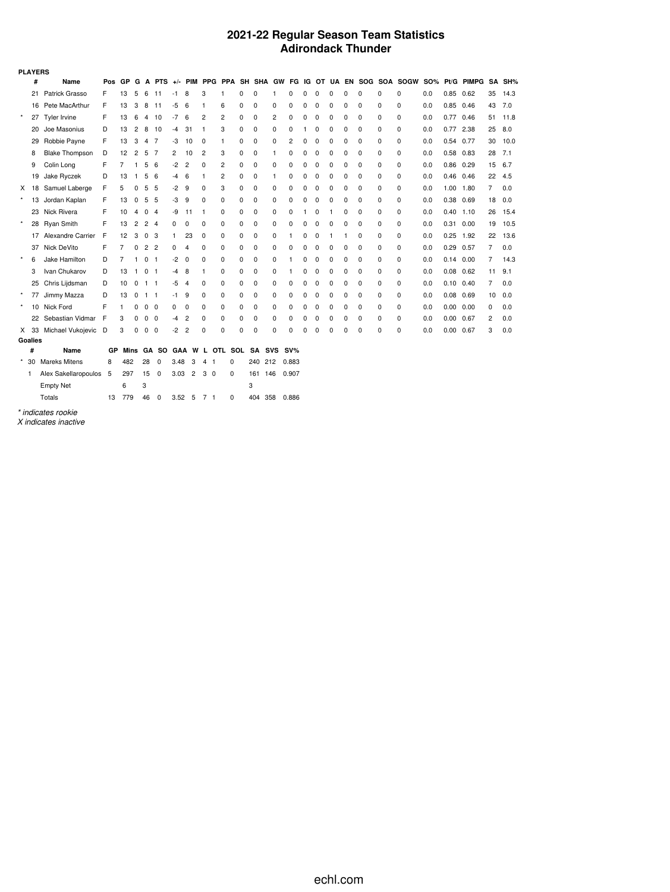# 2021-22 Regular Season Team Statistics
## Adirondack Thunder

**PLAYERS**

| | # | Name | Pos | GP | G | A | PTS | +/- | PIM | PPG | PPA | SH | SHA | GW | FG | IG | OT | UA | EN | SOG | SOA | SOGW | SO% | Pt/G | PIMPG | SA | SH% |
|---|---|---|---|---|---|---|---|---|---|---|---|---|---|---|---|---|---|---|---|---|---|---|---|---|---|---|---|
| | 21 | Patrick Grasso | F | 13 | 5 | 6 | 11 | -1 | 8 | 3 | 1 | 0 | 0 | 1 | 0 | 0 | 0 | 0 | 0 | 0 | 0 | 0 | 0.0 | 0.85 | 0.62 | 35 | 14.3 |
| | 16 | Pete MacArthur | F | 13 | 3 | 8 | 11 | -5 | 6 | 1 | 6 | 0 | 0 | 0 | 0 | 0 | 0 | 0 | 0 | 0 | 0 | 0 | 0.0 | 0.85 | 0.46 | 43 | 7.0 |
| * | 27 | Tyler Irvine | F | 13 | 6 | 4 | 10 | -7 | 6 | 2 | 2 | 0 | 0 | 2 | 0 | 0 | 0 | 0 | 0 | 0 | 0 | 0 | 0.0 | 0.77 | 0.46 | 51 | 11.8 |
| | 20 | Joe Masonius | D | 13 | 2 | 8 | 10 | -4 | 31 | 1 | 3 | 0 | 0 | 0 | 0 | 1 | 0 | 0 | 0 | 0 | 0 | 0 | 0.0 | 0.77 | 2.38 | 25 | 8.0 |
| | 29 | Robbie Payne | F | 13 | 3 | 4 | 7 | -3 | 10 | 0 | 1 | 0 | 0 | 0 | 2 | 0 | 0 | 0 | 0 | 0 | 0 | 0 | 0.0 | 0.54 | 0.77 | 30 | 10.0 |
| | 8 | Blake Thompson | D | 12 | 2 | 5 | 7 | 2 | 10 | 2 | 3 | 0 | 0 | 1 | 0 | 0 | 0 | 0 | 0 | 0 | 0 | 0 | 0.0 | 0.58 | 0.83 | 28 | 7.1 |
| | 9 | Colin Long | F | 7 | 1 | 5 | 6 | -2 | 2 | 0 | 2 | 0 | 0 | 0 | 0 | 0 | 0 | 0 | 0 | 0 | 0 | 0 | 0.0 | 0.86 | 0.29 | 15 | 6.7 |
| | 19 | Jake Ryczek | D | 13 | 1 | 5 | 6 | -4 | 6 | 1 | 2 | 0 | 0 | 1 | 0 | 0 | 0 | 0 | 0 | 0 | 0 | 0 | 0.0 | 0.46 | 0.46 | 22 | 4.5 |
| X | 18 | Samuel Laberge | F | 5 | 0 | 5 | 5 | -2 | 9 | 0 | 3 | 0 | 0 | 0 | 0 | 0 | 0 | 0 | 0 | 0 | 0 | 0 | 0.0 | 1.00 | 1.80 | 7 | 0.0 |
| * | 13 | Jordan Kaplan | F | 13 | 0 | 5 | 5 | -3 | 9 | 0 | 0 | 0 | 0 | 0 | 0 | 0 | 0 | 0 | 0 | 0 | 0 | 0 | 0.0 | 0.38 | 0.69 | 18 | 0.0 |
| | 23 | Nick Rivera | F | 10 | 4 | 0 | 4 | -9 | 11 | 1 | 0 | 0 | 0 | 0 | 0 | 1 | 0 | 1 | 0 | 0 | 0 | 0 | 0.0 | 0.40 | 1.10 | 26 | 15.4 |
| * | 28 | Ryan Smith | F | 13 | 2 | 2 | 4 | 0 | 0 | 0 | 0 | 0 | 0 | 0 | 0 | 0 | 0 | 0 | 0 | 0 | 0 | 0 | 0.0 | 0.31 | 0.00 | 19 | 10.5 |
| | 17 | Alexandre Carrier | F | 12 | 3 | 0 | 3 | 1 | 23 | 0 | 0 | 0 | 0 | 0 | 1 | 0 | 0 | 1 | 1 | 0 | 0 | 0 | 0.0 | 0.25 | 1.92 | 22 | 13.6 |
| | 37 | Nick DeVito | F | 7 | 0 | 2 | 2 | 0 | 4 | 0 | 0 | 0 | 0 | 0 | 0 | 0 | 0 | 0 | 0 | 0 | 0 | 0 | 0.0 | 0.29 | 0.57 | 7 | 0.0 |
| * | 6 | Jake Hamilton | D | 7 | 1 | 0 | 1 | -2 | 0 | 0 | 0 | 0 | 0 | 0 | 1 | 0 | 0 | 0 | 0 | 0 | 0 | 0 | 0.0 | 0.14 | 0.00 | 7 | 14.3 |
| | 3 | Ivan Chukarov | D | 13 | 1 | 0 | 1 | -4 | 8 | 1 | 0 | 0 | 0 | 0 | 1 | 0 | 0 | 0 | 0 | 0 | 0 | 0 | 0.0 | 0.08 | 0.62 | 11 | 9.1 |
| | 25 | Chris Lijdsman | D | 10 | 0 | 1 | 1 | -5 | 4 | 0 | 0 | 0 | 0 | 0 | 0 | 0 | 0 | 0 | 0 | 0 | 0 | 0 | 0.0 | 0.10 | 0.40 | 7 | 0.0 |
| * | 77 | Jimmy Mazza | D | 13 | 0 | 1 | 1 | -1 | 9 | 0 | 0 | 0 | 0 | 0 | 0 | 0 | 0 | 0 | 0 | 0 | 0 | 0 | 0.0 | 0.08 | 0.69 | 10 | 0.0 |
| * | 10 | Nick Ford | F | 1 | 0 | 0 | 0 | 0 | 0 | 0 | 0 | 0 | 0 | 0 | 0 | 0 | 0 | 0 | 0 | 0 | 0 | 0 | 0.0 | 0.00 | 0.00 | 0 | 0.0 |
| | 22 | Sebastian Vidmar | F | 3 | 0 | 0 | 0 | -4 | 2 | 0 | 0 | 0 | 0 | 0 | 0 | 0 | 0 | 0 | 0 | 0 | 0 | 0 | 0.0 | 0.00 | 0.67 | 2 | 0.0 |
| X | 33 | Michael Vukojevic | D | 3 | 0 | 0 | 0 | -2 | 2 | 0 | 0 | 0 | 0 | 0 | 0 | 0 | 0 | 0 | 0 | 0 | 0 | 0 | 0.0 | 0.00 | 0.67 | 3 | 0.0 |

**Goalies**

| | # | Name | GP | Mins | GA | SO | GAA | W | L | OTL | SOL | SA | SVS | SV% |
|---|---|---|---|---|---|---|---|---|---|---|---|---|---|---|
| * | 30 | Mareks Mitens | 8 | 482 | 28 | 0 | 3.48 | 3 | 4 | 1 | 0 | 240 | 212 | 0.883 |
| | 1 | Alex Sakellaropoulos | 5 | 297 | 15 | 0 | 3.03 | 2 | 3 | 0 | 0 | 161 | 146 | 0.907 |
| | | Empty Net | | 6 | 3 | | | | | | | 3 | | |
| | | Totals | 13 | 779 | 46 | 0 | 3.52 | 5 | 7 | 1 | 0 | 404 | 358 | 0.886 |

*\* indicates rookie*
*X indicates inactive*

echl.com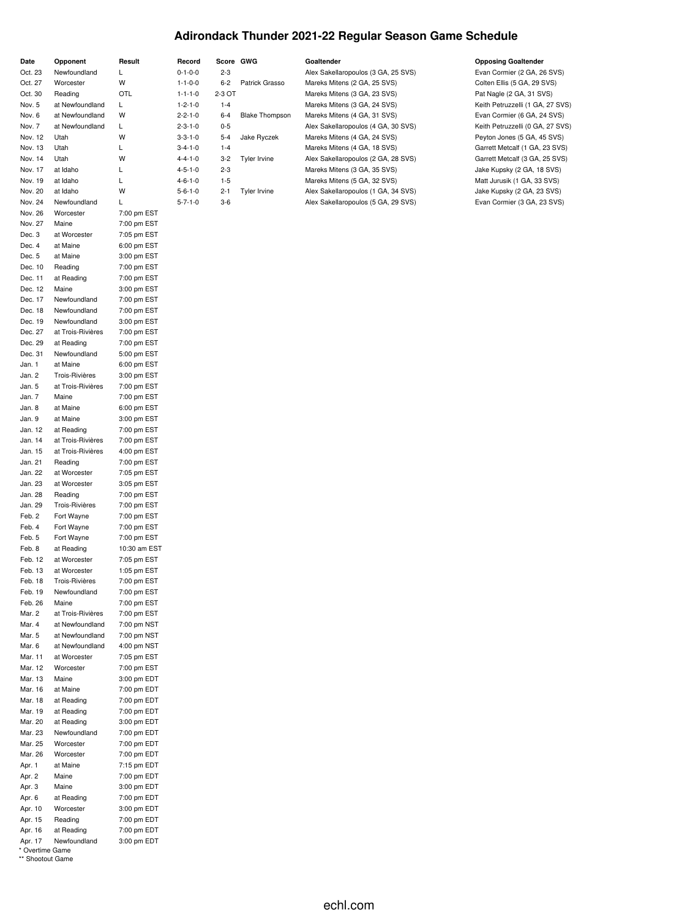# Adirondack Thunder 2021-22 Regular Season Game Schedule

| Date | Opponent | Result | Record | Score | GWG | Goaltender | Opposing Goaltender |
|---|---|---|---|---|---|---|---|
| Oct. 23 | Newfoundland | L | 0-1-0-0 | 2-3 | | Alex Sakellaropoulos (3 GA, 25 SVS) | Evan Cormier (2 GA, 26 SVS) |
| Oct. 27 | Worcester | W | 1-1-0-0 | 6-2 | Patrick Grasso | Mareks Mitens (2 GA, 25 SVS) | Colten Ellis (5 GA, 29 SVS) |
| Oct. 30 | Reading | OTL | 1-1-1-0 | 2-3 OT | | Mareks Mitens (3 GA, 23 SVS) | Pat Nagle (2 GA, 31 SVS) |
| Nov. 5 | at Newfoundland | L | 1-2-1-0 | 1-4 | | Mareks Mitens (3 GA, 24 SVS) | Keith Petruzzelli (1 GA, 27 SVS) |
| Nov. 6 | at Newfoundland | W | 2-2-1-0 | 6-4 | Blake Thompson | Mareks Mitens (4 GA, 31 SVS) | Evan Cormier (6 GA, 24 SVS) |
| Nov. 7 | at Newfoundland | L | 2-3-1-0 | 0-5 | | Alex Sakellaropoulos (4 GA, 30 SVS) | Keith Petruzzelli (0 GA, 27 SVS) |
| Nov. 12 | Utah | W | 3-3-1-0 | 5-4 | Jake Ryczek | Mareks Mitens (4 GA, 24 SVS) | Peyton Jones (5 GA, 45 SVS) |
| Nov. 13 | Utah | L | 3-4-1-0 | 1-4 | | Mareks Mitens (4 GA, 18 SVS) | Garrett Metcalf (1 GA, 23 SVS) |
| Nov. 14 | Utah | W | 4-4-1-0 | 3-2 | Tyler Irvine | Alex Sakellaropoulos (2 GA, 28 SVS) | Garrett Metcalf (3 GA, 25 SVS) |
| Nov. 17 | at Idaho | L | 4-5-1-0 | 2-3 | | Mareks Mitens (3 GA, 35 SVS) | Jake Kupsky (2 GA, 18 SVS) |
| Nov. 19 | at Idaho | L | 4-6-1-0 | 1-5 | | Mareks Mitens (5 GA, 32 SVS) | Matt Jurusik (1 GA, 33 SVS) |
| Nov. 20 | at Idaho | W | 5-6-1-0 | 2-1 | Tyler Irvine | Alex Sakellaropoulos (1 GA, 34 SVS) | Jake Kupsky (2 GA, 23 SVS) |
| Nov. 24 | Newfoundland | L | 5-7-1-0 | 3-6 | | Alex Sakellaropoulos (5 GA, 29 SVS) | Evan Cormier (3 GA, 23 SVS) |
| Nov. 26 | Worcester | 7:00 pm EST | | | | | |
| Nov. 27 | Maine | 7:00 pm EST | | | | | |
| Dec. 3 | at Worcester | 7:05 pm EST | | | | | |
| Dec. 4 | at Maine | 6:00 pm EST | | | | | |
| Dec. 5 | at Maine | 3:00 pm EST | | | | | |
| Dec. 10 | Reading | 7:00 pm EST | | | | | |
| Dec. 11 | at Reading | 7:00 pm EST | | | | | |
| Dec. 12 | Maine | 3:00 pm EST | | | | | |
| Dec. 17 | Newfoundland | 7:00 pm EST | | | | | |
| Dec. 18 | Newfoundland | 7:00 pm EST | | | | | |
| Dec. 19 | Newfoundland | 3:00 pm EST | | | | | |
| Dec. 27 | at Trois-Rivières | 7:00 pm EST | | | | | |
| Dec. 29 | at Reading | 7:00 pm EST | | | | | |
| Dec. 31 | Newfoundland | 5:00 pm EST | | | | | |
| Jan. 1 | at Maine | 6:00 pm EST | | | | | |
| Jan. 2 | Trois-Rivières | 3:00 pm EST | | | | | |
| Jan. 5 | at Trois-Rivières | 7:00 pm EST | | | | | |
| Jan. 7 | Maine | 7:00 pm EST | | | | | |
| Jan. 8 | at Maine | 6:00 pm EST | | | | | |
| Jan. 9 | at Maine | 3:00 pm EST | | | | | |
| Jan. 12 | at Reading | 7:00 pm EST | | | | | |
| Jan. 14 | at Trois-Rivières | 7:00 pm EST | | | | | |
| Jan. 15 | at Trois-Rivières | 4:00 pm EST | | | | | |
| Jan. 21 | Reading | 7:00 pm EST | | | | | |
| Jan. 22 | at Worcester | 7:05 pm EST | | | | | |
| Jan. 23 | at Worcester | 3:05 pm EST | | | | | |
| Jan. 28 | Reading | 7:00 pm EST | | | | | |
| Jan. 29 | Trois-Rivières | 7:00 pm EST | | | | | |
| Feb. 2 | Fort Wayne | 7:00 pm EST | | | | | |
| Feb. 4 | Fort Wayne | 7:00 pm EST | | | | | |
| Feb. 5 | Fort Wayne | 7:00 pm EST | | | | | |
| Feb. 8 | at Reading | 10:30 am EST | | | | | |
| Feb. 12 | at Worcester | 7:05 pm EST | | | | | |
| Feb. 13 | at Worcester | 1:05 pm EST | | | | | |
| Feb. 18 | Trois-Rivières | 7:00 pm EST | | | | | |
| Feb. 19 | Newfoundland | 7:00 pm EST | | | | | |
| Feb. 26 | Maine | 7:00 pm EST | | | | | |
| Mar. 2 | at Trois-Rivières | 7:00 pm EST | | | | | |
| Mar. 4 | at Newfoundland | 7:00 pm NST | | | | | |
| Mar. 5 | at Newfoundland | 7:00 pm NST | | | | | |
| Mar. 6 | at Newfoundland | 4:00 pm NST | | | | | |
| Mar. 11 | at Worcester | 7:05 pm EST | | | | | |
| Mar. 12 | Worcester | 7:00 pm EST | | | | | |
| Mar. 13 | Maine | 3:00 pm EDT | | | | | |
| Mar. 16 | at Maine | 7:00 pm EDT | | | | | |
| Mar. 18 | at Reading | 7:00 pm EDT | | | | | |
| Mar. 19 | at Reading | 7:00 pm EDT | | | | | |
| Mar. 20 | at Reading | 3:00 pm EDT | | | | | |
| Mar. 23 | Newfoundland | 7:00 pm EDT | | | | | |
| Mar. 25 | Worcester | 7:00 pm EDT | | | | | |
| Mar. 26 | Worcester | 7:00 pm EDT | | | | | |
| Apr. 1 | at Maine | 7:15 pm EDT | | | | | |
| Apr. 2 | Maine | 7:00 pm EDT | | | | | |
| Apr. 3 | Maine | 3:00 pm EDT | | | | | |
| Apr. 6 | at Reading | 7:00 pm EDT | | | | | |
| Apr. 10 | Worcester | 3:00 pm EDT | | | | | |
| Apr. 15 | Reading | 7:00 pm EDT | | | | | |
| Apr. 16 | at Reading | 7:00 pm EDT | | | | | |
| Apr. 17 | Newfoundland | 3:00 pm EDT | | | | | |

\* Overtime Game
\*\* Shootout Game

echl.com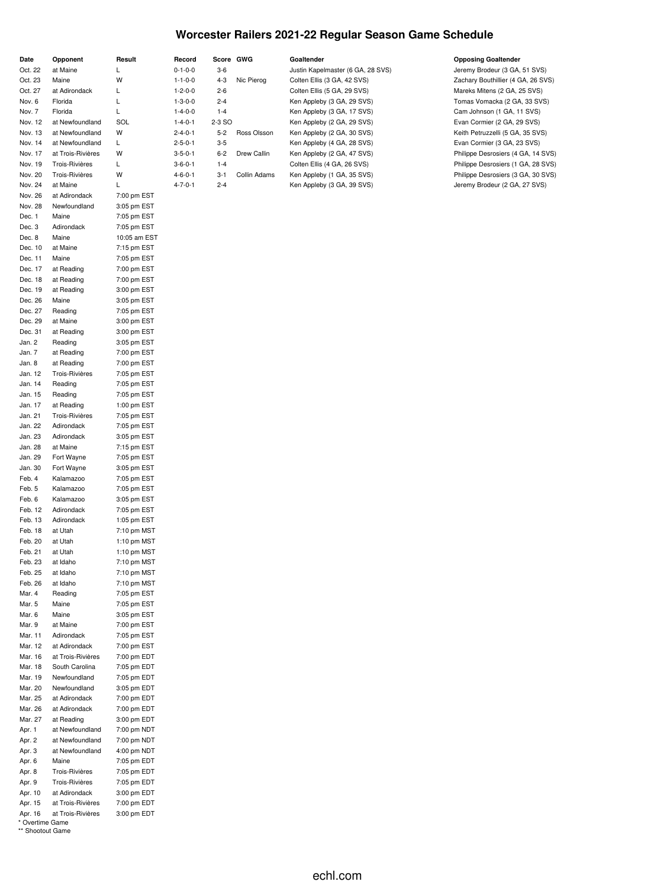# Worcester Railers 2021-22 Regular Season Game Schedule

| Date | Opponent | Result | Record | Score | GWG | Goaltender | Opposing Goaltender |
|---|---|---|---|---|---|---|---|
| Oct. 22 | at Maine | L | 0-1-0-0 | 3-6 | | Justin Kapelmaster (6 GA, 28 SVS) | Jeremy Brodeur (3 GA, 51 SVS) |
| Oct. 23 | Maine | W | 1-1-0-0 | 4-3 | Nic Pierog | Colten Ellis (3 GA, 42 SVS) | Zachary Bouthillier (4 GA, 26 SVS) |
| Oct. 27 | at Adirondack | L | 1-2-0-0 | 2-6 | | Colten Ellis (5 GA, 29 SVS) | Mareks Mitens (2 GA, 25 SVS) |
| Nov. 6 | Florida | L | 1-3-0-0 | 2-4 | | Ken Appleby (3 GA, 29 SVS) | Tomas Vomacka (2 GA, 33 SVS) |
| Nov. 7 | Florida | L | 1-4-0-0 | 1-4 | | Ken Appleby (3 GA, 17 SVS) | Cam Johnson (1 GA, 11 SVS) |
| Nov. 12 | at Newfoundland | SOL | 1-4-0-1 | 2-3 SO | | Ken Appleby (2 GA, 29 SVS) | Evan Cormier (2 GA, 29 SVS) |
| Nov. 13 | at Newfoundland | W | 2-4-0-1 | 5-2 | Ross Olsson | Ken Appleby (2 GA, 30 SVS) | Keith Petruzzelli (5 GA, 35 SVS) |
| Nov. 14 | at Newfoundland | L | 2-5-0-1 | 3-5 | | Ken Appleby (4 GA, 28 SVS) | Evan Cormier (3 GA, 23 SVS) |
| Nov. 17 | at Trois-Rivières | W | 3-5-0-1 | 6-2 | Drew Callin | Ken Appleby (2 GA, 47 SVS) | Philippe Desrosiers (4 GA, 14 SVS) |
| Nov. 19 | Trois-Rivières | L | 3-6-0-1 | 1-4 | | Colten Ellis (4 GA, 26 SVS) | Philippe Desrosiers (1 GA, 28 SVS) |
| Nov. 20 | Trois-Rivières | W | 4-6-0-1 | 3-1 | Collin Adams | Ken Appleby (1 GA, 35 SVS) | Philippe Desrosiers (3 GA, 30 SVS) |
| Nov. 24 | at Maine | L | 4-7-0-1 | 2-4 | | Ken Appleby (3 GA, 39 SVS) | Jeremy Brodeur (2 GA, 27 SVS) |
| Nov. 26 | at Adirondack | 7:00 pm EST | | | | | |
| Nov. 28 | Newfoundland | 3:05 pm EST | | | | | |
| Dec. 1 | Maine | 7:05 pm EST | | | | | |
| Dec. 3 | Adirondack | 7:05 pm EST | | | | | |
| Dec. 8 | Maine | 10:05 am EST | | | | | |
| Dec. 10 | at Maine | 7:15 pm EST | | | | | |
| Dec. 11 | Maine | 7:05 pm EST | | | | | |
| Dec. 17 | at Reading | 7:00 pm EST | | | | | |
| Dec. 18 | at Reading | 7:00 pm EST | | | | | |
| Dec. 19 | at Reading | 3:00 pm EST | | | | | |
| Dec. 26 | Maine | 3:05 pm EST | | | | | |
| Dec. 27 | Reading | 7:05 pm EST | | | | | |
| Dec. 29 | at Maine | 3:00 pm EST | | | | | |
| Dec. 31 | at Reading | 3:00 pm EST | | | | | |
| Jan. 2 | Reading | 3:05 pm EST | | | | | |
| Jan. 7 | at Reading | 7:00 pm EST | | | | | |
| Jan. 8 | at Reading | 7:00 pm EST | | | | | |
| Jan. 12 | Trois-Rivières | 7:05 pm EST | | | | | |
| Jan. 14 | Reading | 7:05 pm EST | | | | | |
| Jan. 15 | Reading | 7:05 pm EST | | | | | |
| Jan. 17 | at Reading | 1:00 pm EST | | | | | |
| Jan. 21 | Trois-Rivières | 7:05 pm EST | | | | | |
| Jan. 22 | Adirondack | 7:05 pm EST | | | | | |
| Jan. 23 | Adirondack | 3:05 pm EST | | | | | |
| Jan. 28 | at Maine | 7:15 pm EST | | | | | |
| Jan. 29 | Fort Wayne | 7:05 pm EST | | | | | |
| Jan. 30 | Fort Wayne | 3:05 pm EST | | | | | |
| Feb. 4 | Kalamazoo | 7:05 pm EST | | | | | |
| Feb. 5 | Kalamazoo | 7:05 pm EST | | | | | |
| Feb. 6 | Kalamazoo | 3:05 pm EST | | | | | |
| Feb. 12 | Adirondack | 7:05 pm EST | | | | | |
| Feb. 13 | Adirondack | 1:05 pm EST | | | | | |
| Feb. 18 | at Utah | 7:10 pm MST | | | | | |
| Feb. 20 | at Utah | 1:10 pm MST | | | | | |
| Feb. 21 | at Utah | 1:10 pm MST | | | | | |
| Feb. 23 | at Idaho | 7:10 pm MST | | | | | |
| Feb. 25 | at Idaho | 7:10 pm MST | | | | | |
| Feb. 26 | at Idaho | 7:10 pm MST | | | | | |
| Mar. 4 | Reading | 7:05 pm EST | | | | | |
| Mar. 5 | Maine | 7:05 pm EST | | | | | |
| Mar. 6 | Maine | 3:05 pm EST | | | | | |
| Mar. 9 | at Maine | 7:00 pm EST | | | | | |
| Mar. 11 | Adirondack | 7:05 pm EST | | | | | |
| Mar. 12 | at Adirondack | 7:00 pm EST | | | | | |
| Mar. 16 | at Trois-Rivières | 7:00 pm EDT | | | | | |
| Mar. 18 | South Carolina | 7:05 pm EDT | | | | | |
| Mar. 19 | Newfoundland | 7:05 pm EDT | | | | | |
| Mar. 20 | Newfoundland | 3:05 pm EDT | | | | | |
| Mar. 25 | at Adirondack | 7:00 pm EDT | | | | | |
| Mar. 26 | at Adirondack | 7:00 pm EDT | | | | | |
| Mar. 27 | at Reading | 3:00 pm EDT | | | | | |
| Apr. 1 | at Newfoundland | 7:00 pm NDT | | | | | |
| Apr. 2 | at Newfoundland | 7:00 pm NDT | | | | | |
| Apr. 3 | at Newfoundland | 4:00 pm NDT | | | | | |
| Apr. 6 | Maine | 7:05 pm EDT | | | | | |
| Apr. 8 | Trois-Rivières | 7:05 pm EDT | | | | | |
| Apr. 9 | Trois-Rivières | 7:05 pm EDT | | | | | |
| Apr. 10 | at Adirondack | 3:00 pm EDT | | | | | |
| Apr. 15 | at Trois-Rivières | 7:00 pm EDT | | | | | |
| Apr. 16 | at Trois-Rivières | 3:00 pm EDT | | | | | |

\* Overtime Game

\*\* Shootout Game

echl.com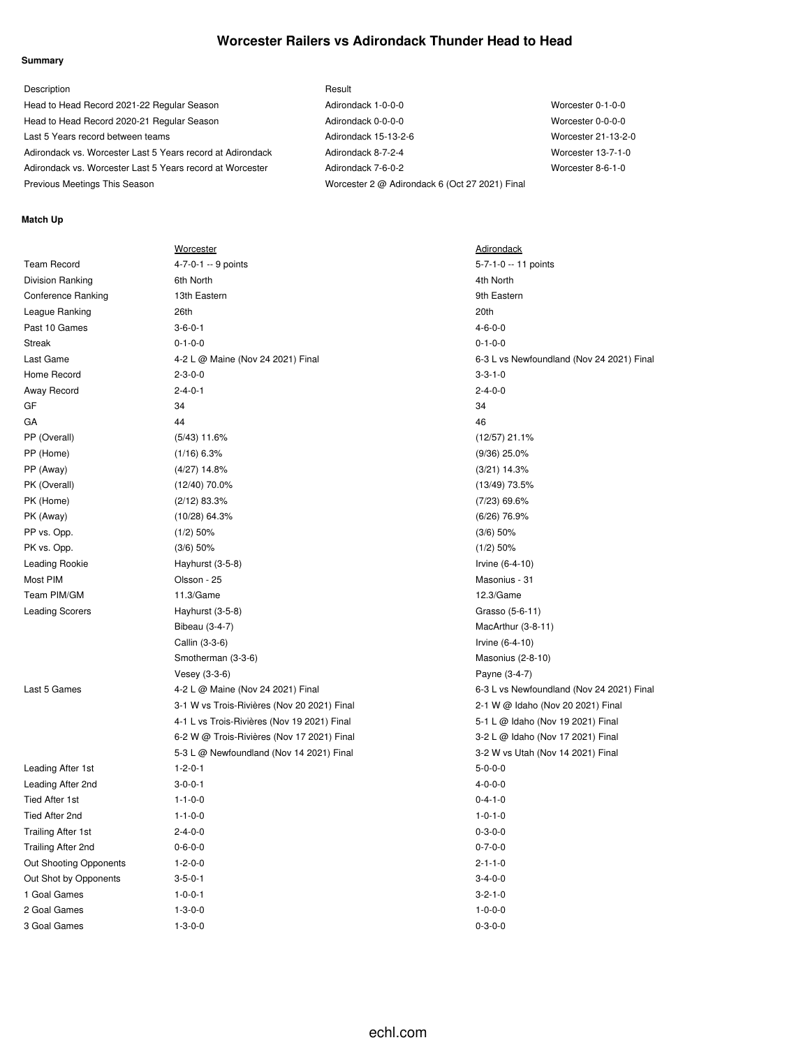# Worcester Railers vs Adirondack Thunder Head to Head

**Summary**

| Description | Result | |
|---|---|---|
| Head to Head Record 2021-22 Regular Season | Adirondack 1-0-0-0 | Worcester 0-1-0-0 |
| Head to Head Record 2020-21 Regular Season | Adirondack 0-0-0-0 | Worcester 0-0-0-0 |
| Last 5 Years record between teams | Adirondack 15-13-2-6 | Worcester 21-13-2-0 |
| Adirondack vs. Worcester Last 5 Years record at Adirondack | Adirondack 8-7-2-4 | Worcester 13-7-1-0 |
| Adirondack vs. Worcester Last 5 Years record at Worcester | Adirondack 7-6-0-2 | Worcester 8-6-1-0 |
| Previous Meetings This Season | Worcester 2 @ Adirondack 6 (Oct 27 2021) Final | |

**Match Up**

| | Worcester | Adirondack |
|---|---|---|
| Team Record | 4-7-0-1 -- 9 points | 5-7-1-0 -- 11 points |
| Division Ranking | 6th North | 4th North |
| Conference Ranking | 13th Eastern | 9th Eastern |
| League Ranking | 26th | 20th |
| Past 10 Games | 3-6-0-1 | 4-6-0-0 |
| Streak | 0-1-0-0 | 0-1-0-0 |
| Last Game | 4-2 L @ Maine (Nov 24 2021) Final | 6-3 L vs Newfoundland (Nov 24 2021) Final |
| Home Record | 2-3-0-0 | 3-3-1-0 |
| Away Record | 2-4-0-1 | 2-4-0-0 |
| GF | 34 | 34 |
| GA | 44 | 46 |
| PP (Overall) | (5/43) 11.6% | (12/57) 21.1% |
| PP (Home) | (1/16) 6.3% | (9/36) 25.0% |
| PP (Away) | (4/27) 14.8% | (3/21) 14.3% |
| PK (Overall) | (12/40) 70.0% | (13/49) 73.5% |
| PK (Home) | (2/12) 83.3% | (7/23) 69.6% |
| PK (Away) | (10/28) 64.3% | (6/26) 76.9% |
| PP vs. Opp. | (1/2) 50% | (3/6) 50% |
| PK vs. Opp. | (3/6) 50% | (1/2) 50% |
| Leading Rookie | Hayhurst (3-5-8) | Irvine (6-4-10) |
| Most PIM | Olsson - 25 | Masonius - 31 |
| Team PIM/GM | 11.3/Game | 12.3/Game |
| Leading Scorers | Hayhurst (3-5-8) | Grasso (5-6-11) |
| | Bibeau (3-4-7) | MacArthur (3-8-11) |
| | Callin (3-3-6) | Irvine (6-4-10) |
| | Smotherman (3-3-6) | Masonius (2-8-10) |
| | Vesey (3-3-6) | Payne (3-4-7) |
| Last 5 Games | 4-2 L @ Maine (Nov 24 2021) Final | 6-3 L vs Newfoundland (Nov 24 2021) Final |
| | 3-1 W vs Trois-Rivières (Nov 20 2021) Final | 2-1 W @ Idaho (Nov 20 2021) Final |
| | 4-1 L vs Trois-Rivières (Nov 19 2021) Final | 5-1 L @ Idaho (Nov 19 2021) Final |
| | 6-2 W @ Trois-Rivières (Nov 17 2021) Final | 3-2 L @ Idaho (Nov 17 2021) Final |
| | 5-3 L @ Newfoundland (Nov 14 2021) Final | 3-2 W vs Utah (Nov 14 2021) Final |
| Leading After 1st | 1-2-0-1 | 5-0-0-0 |
| Leading After 2nd | 3-0-0-1 | 4-0-0-0 |
| Tied After 1st | 1-1-0-0 | 0-4-1-0 |
| Tied After 2nd | 1-1-0-0 | 1-0-1-0 |
| Trailing After 1st | 2-4-0-0 | 0-3-0-0 |
| Trailing After 2nd | 0-6-0-0 | 0-7-0-0 |
| Out Shooting Opponents | 1-2-0-0 | 2-1-1-0 |
| Out Shot by Opponents | 3-5-0-1 | 3-4-0-0 |
| 1 Goal Games | 1-0-0-1 | 3-2-1-0 |
| 2 Goal Games | 1-3-0-0 | 1-0-0-0 |
| 3 Goal Games | 1-3-0-0 | 0-3-0-0 |

echl.com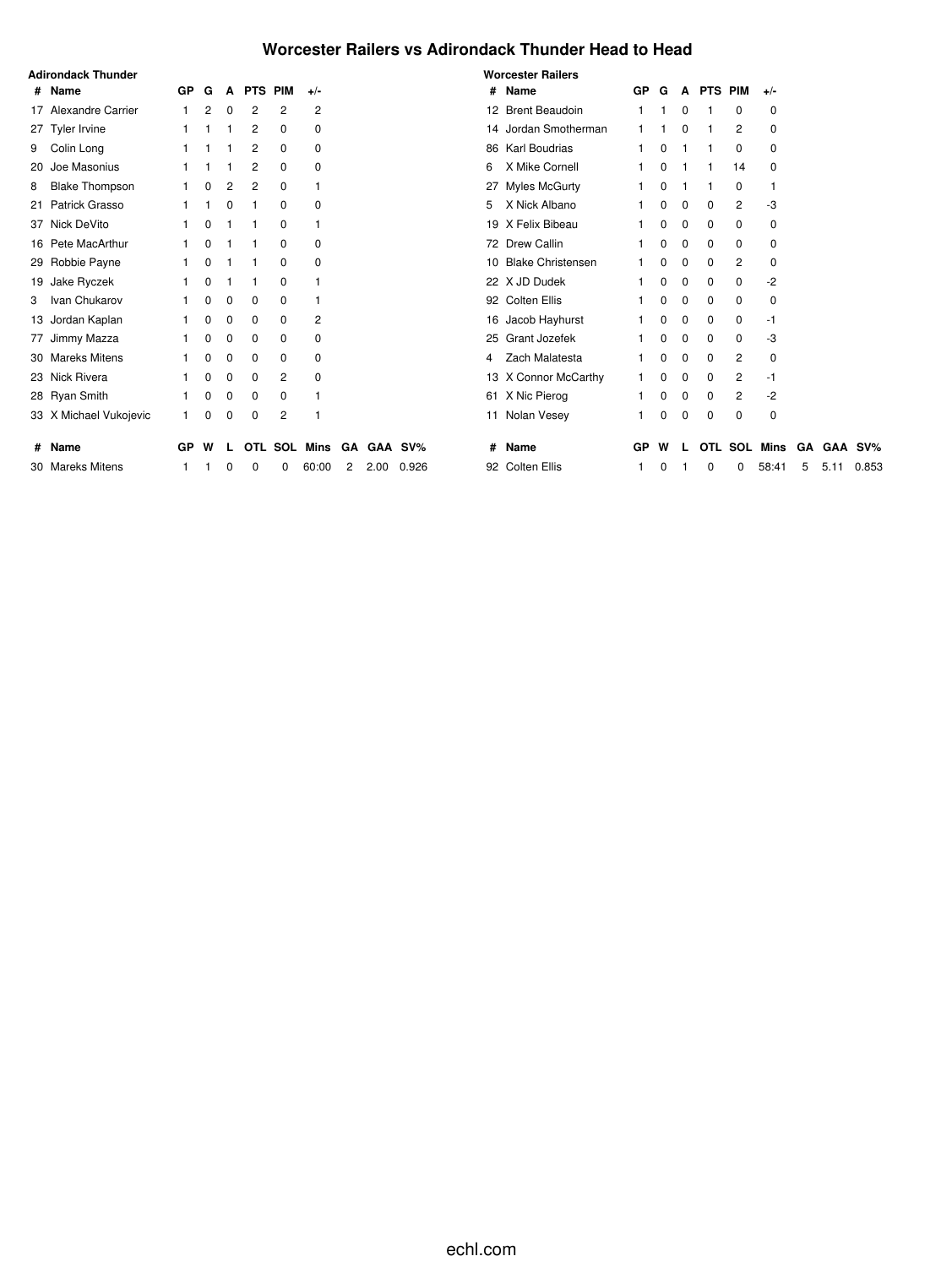# Worcester Railers vs Adirondack Thunder Head to Head

### Adirondack Thunder

| # | Name | GP | G | A | PTS | PIM | +/- |
|---|---|---|---|---|---|---|---|
| 17 | Alexandre Carrier | 1 | 2 | 0 | 2 | 2 | 2 |
| 27 | Tyler Irvine | 1 | 1 | 1 | 2 | 0 | 0 |
| 9 | Colin Long | 1 | 1 | 1 | 2 | 0 | 0 |
| 20 | Joe Masonius | 1 | 1 | 1 | 2 | 0 | 0 |
| 8 | Blake Thompson | 1 | 0 | 2 | 2 | 0 | 1 |
| 21 | Patrick Grasso | 1 | 1 | 0 | 1 | 0 | 0 |
| 37 | Nick DeVito | 1 | 0 | 1 | 1 | 0 | 1 |
| 16 | Pete MacArthur | 1 | 0 | 1 | 1 | 0 | 0 |
| 29 | Robbie Payne | 1 | 0 | 1 | 1 | 0 | 0 |
| 19 | Jake Ryczek | 1 | 0 | 1 | 1 | 0 | 1 |
| 3 | Ivan Chukarov | 1 | 0 | 0 | 0 | 0 | 1 |
| 13 | Jordan Kaplan | 1 | 0 | 0 | 0 | 0 | 2 |
| 77 | Jimmy Mazza | 1 | 0 | 0 | 0 | 0 | 0 |
| 30 | Mareks Mitens | 1 | 0 | 0 | 0 | 0 | 0 |
| 23 | Nick Rivera | 1 | 0 | 0 | 0 | 2 | 0 |
| 28 | Ryan Smith | 1 | 0 | 0 | 0 | 0 | 1 |
| 33 | X Michael Vukojevic | 1 | 0 | 0 | 0 | 2 | 1 |

| # | Name | GP | W | L | OTL | SOL | Mins | GA | GAA | SV% |
|---|---|---|---|---|---|---|---|---|---|---|
| 30 | Mareks Mitens | 1 | 1 | 0 | 0 | 0 | 60:00 | 2 | 2.00 | 0.926 |

### Worcester Railers

| # | Name | GP | G | A | PTS | PIM | +/- |
|---|---|---|---|---|---|---|---|
| 12 | Brent Beaudoin | 1 | 1 | 0 | 1 | 0 | 0 |
| 14 | Jordan Smotherman | 1 | 1 | 0 | 1 | 2 | 0 |
| 86 | Karl Boudrias | 1 | 0 | 1 | 1 | 0 | 0 |
| 6 | X Mike Cornell | 1 | 0 | 1 | 1 | 14 | 0 |
| 27 | Myles McGurty | 1 | 0 | 1 | 1 | 0 | 1 |
| 5 | X Nick Albano | 1 | 0 | 0 | 0 | 2 | -3 |
| 19 | X Felix Bibeau | 1 | 0 | 0 | 0 | 0 | 0 |
| 72 | Drew Callin | 1 | 0 | 0 | 0 | 0 | 0 |
| 10 | Blake Christensen | 1 | 0 | 0 | 0 | 2 | 0 |
| 22 | X JD Dudek | 1 | 0 | 0 | 0 | 0 | -2 |
| 92 | Colten Ellis | 1 | 0 | 0 | 0 | 0 | 0 |
| 16 | Jacob Hayhurst | 1 | 0 | 0 | 0 | 0 | -1 |
| 25 | Grant Jozefek | 1 | 0 | 0 | 0 | 0 | -3 |
| 4 | Zach Malatesta | 1 | 0 | 0 | 0 | 2 | 0 |
| 13 | X Connor McCarthy | 1 | 0 | 0 | 0 | 2 | -1 |
| 61 | X Nic Pierog | 1 | 0 | 0 | 0 | 2 | -2 |
| 11 | Nolan Vesey | 1 | 0 | 0 | 0 | 0 | 0 |

| # | Name | GP | W | L | OTL | SOL | Mins | GA | GAA | SV% |
|---|---|---|---|---|---|---|---|---|---|---|
| 92 | Colten Ellis | 1 | 0 | 1 | 0 | 0 | 58:41 | 5 | 5.11 | 0.853 |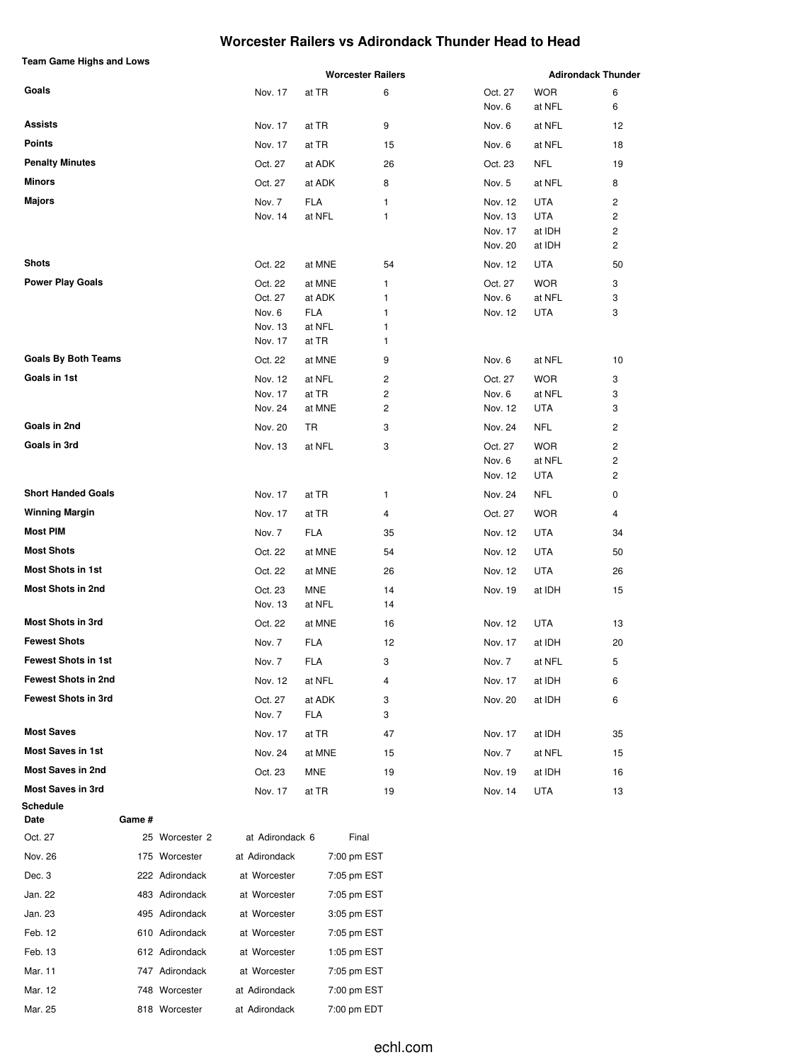# Worcester Railers vs Adirondack Thunder Head to Head

**Team Game Highs and Lows**

| | Worcester Railers | | | Adirondack Thunder | | |
|---|---|---|---|---|---|---|
| **Goals** | Nov. 17 | at TR | 6 | Oct. 27 | WOR | 6 |
| | | | | Nov. 6 | at NFL | 6 |
| **Assists** | Nov. 17 | at TR | 9 | Nov. 6 | at NFL | 12 |
| **Points** | Nov. 17 | at TR | 15 | Nov. 6 | at NFL | 18 |
| **Penalty Minutes** | Oct. 27 | at ADK | 26 | Oct. 23 | NFL | 19 |
| **Minors** | Oct. 27 | at ADK | 8 | Nov. 5 | at NFL | 8 |
| **Majors** | Nov. 7 | FLA | 1 | Nov. 12 | UTA | 2 |
| | Nov. 14 | at NFL | 1 | Nov. 13 | UTA | 2 |
| | | | | Nov. 17 | at IDH | 2 |
| | | | | Nov. 20 | at IDH | 2 |
| **Shots** | Oct. 22 | at MNE | 54 | Nov. 12 | UTA | 50 |
| **Power Play Goals** | Oct. 22 | at MNE | 1 | Oct. 27 | WOR | 3 |
| | Oct. 27 | at ADK | 1 | Nov. 6 | at NFL | 3 |
| | Nov. 6 | FLA | 1 | Nov. 12 | UTA | 3 |
| | Nov. 13 | at NFL | 1 | | | |
| | Nov. 17 | at TR | 1 | | | |
| **Goals By Both Teams** | Oct. 22 | at MNE | 9 | Nov. 6 | at NFL | 10 |
| **Goals in 1st** | Nov. 12 | at NFL | 2 | Oct. 27 | WOR | 3 |
| | Nov. 17 | at TR | 2 | Nov. 6 | at NFL | 3 |
| | Nov. 24 | at MNE | 2 | Nov. 12 | UTA | 3 |
| **Goals in 2nd** | Nov. 20 | TR | 3 | Nov. 24 | NFL | 2 |
| **Goals in 3rd** | Nov. 13 | at NFL | 3 | Oct. 27 | WOR | 2 |
| | | | | Nov. 6 | at NFL | 2 |
| | | | | Nov. 12 | UTA | 2 |
| **Short Handed Goals** | Nov. 17 | at TR | 1 | Nov. 24 | NFL | 0 |
| **Winning Margin** | Nov. 17 | at TR | 4 | Oct. 27 | WOR | 4 |
| **Most PIM** | Nov. 7 | FLA | 35 | Nov. 12 | UTA | 34 |
| **Most Shots** | Oct. 22 | at MNE | 54 | Nov. 12 | UTA | 50 |
| **Most Shots in 1st** | Oct. 22 | at MNE | 26 | Nov. 12 | UTA | 26 |
| **Most Shots in 2nd** | Oct. 23 | MNE | 14 | Nov. 19 | at IDH | 15 |
| | Nov. 13 | at NFL | 14 | | | |
| **Most Shots in 3rd** | Oct. 22 | at MNE | 16 | Nov. 12 | UTA | 13 |
| **Fewest Shots** | Nov. 7 | FLA | 12 | Nov. 17 | at IDH | 20 |
| **Fewest Shots in 1st** | Nov. 7 | FLA | 3 | Nov. 7 | at NFL | 5 |
| **Fewest Shots in 2nd** | Nov. 12 | at NFL | 4 | Nov. 17 | at IDH | 6 |
| **Fewest Shots in 3rd** | Oct. 27 | at ADK | 3 | Nov. 20 | at IDH | 6 |
| | Nov. 7 | FLA | 3 | | | |
| **Most Saves** | Nov. 17 | at TR | 47 | Nov. 17 | at IDH | 35 |
| **Most Saves in 1st** | Nov. 24 | at MNE | 15 | Nov. 7 | at NFL | 15 |
| **Most Saves in 2nd** | Oct. 23 | MNE | 19 | Nov. 19 | at IDH | 16 |
| **Most Saves in 3rd** | Nov. 17 | at TR | 19 | Nov. 14 | UTA | 13 |

**Schedule**

| Date | Game # | | | |
|---|---|---|---|---|
| Oct. 27 | 25 | Worcester 2 | at Adirondack 6 | Final |
| Nov. 26 | 175 | Worcester | at Adirondack | 7:00 pm EST |
| Dec. 3 | 222 | Adirondack | at Worcester | 7:05 pm EST |
| Jan. 22 | 483 | Adirondack | at Worcester | 7:05 pm EST |
| Jan. 23 | 495 | Adirondack | at Worcester | 3:05 pm EST |
| Feb. 12 | 610 | Adirondack | at Worcester | 7:05 pm EST |
| Feb. 13 | 612 | Adirondack | at Worcester | 1:05 pm EST |
| Mar. 11 | 747 | Adirondack | at Worcester | 7:05 pm EST |
| Mar. 12 | 748 | Worcester | at Adirondack | 7:00 pm EST |
| Mar. 25 | 818 | Worcester | at Adirondack | 7:00 pm EDT |

echl.com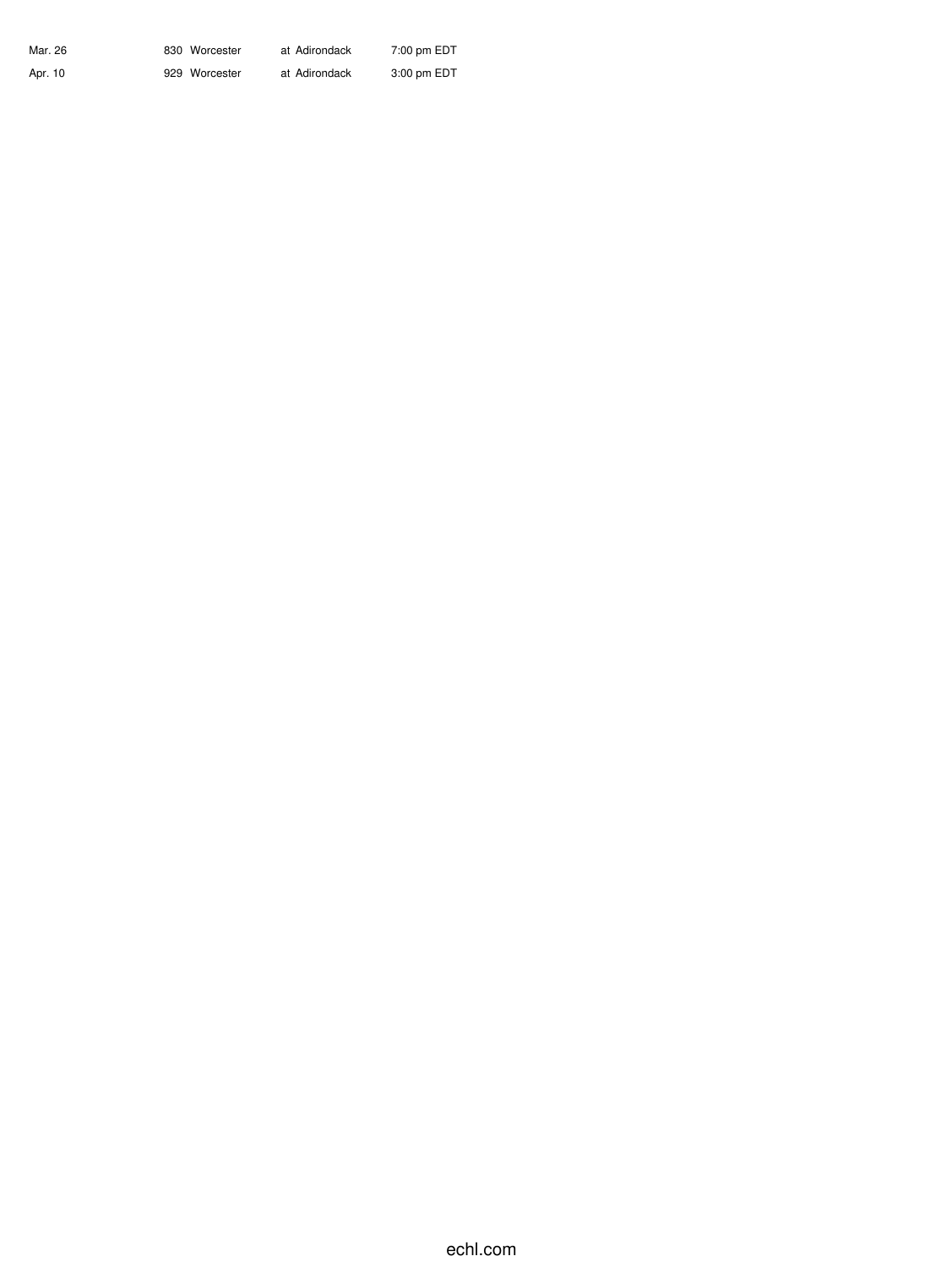| | | | | |
|---|---|---|---|---|
| Mar. 26 | 830 | Worcester | at Adirondack | 7:00 pm EDT |
| Apr. 10 | 929 | Worcester | at Adirondack | 3:00 pm EDT |

echl.com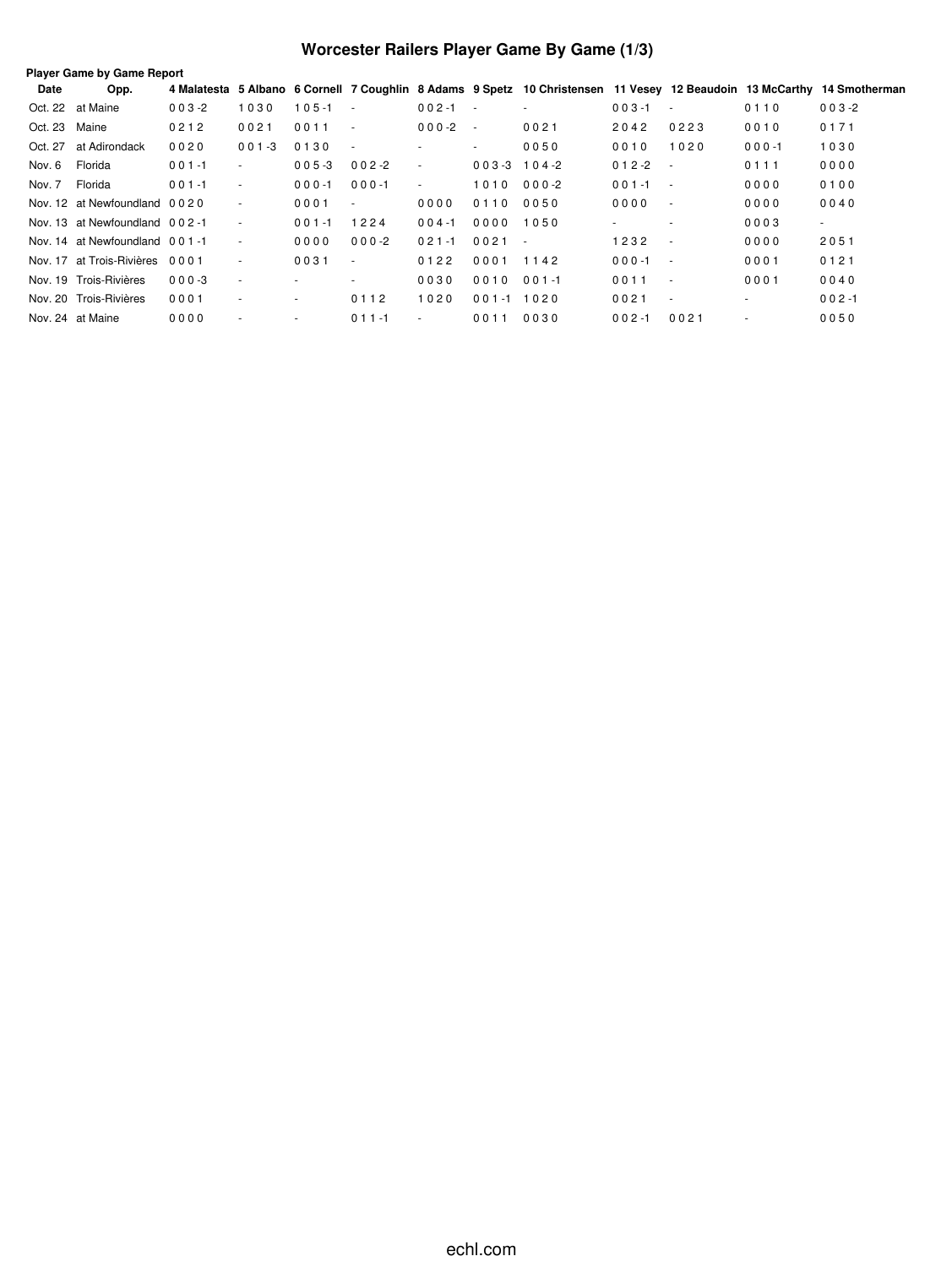# Worcester Railers Player Game By Game (1/3)

**Player Game by Game Report**

| Date | Opp. | 4 Malatesta | 5 Albano | 6 Cornell | 7 Coughlin | 8 Adams | 9 Spetz | 10 Christensen | 11 Vesey | 12 Beaudoin | 13 McCarthy | 14 Smotherman |
|---|---|---|---|---|---|---|---|---|---|---|---|---|
| Oct. 22 | at Maine | 0 0 3 -2 | 1 0 3 0 | 1 0 5 -1 | - | 0 0 2 -1 | - | - | 0 0 3 -1 | - | 0 1 1 0 | 0 0 3 -2 |
| Oct. 23 | Maine | 0 2 1 2 | 0 0 2 1 | 0 0 1 1 | - | 0 0 0 -2 | - | 0 0 2 1 | 2 0 4 2 | 0 2 2 3 | 0 0 1 0 | 0 1 7 1 |
| Oct. 27 | at Adirondack | 0 0 2 0 | 0 0 1 -3 | 0 1 3 0 | - | - | - | 0 0 5 0 | 0 0 1 0 | 1 0 2 0 | 0 0 0 -1 | 1 0 3 0 |
| Nov. 6 | Florida | 0 0 1 -1 | - | 0 0 5 -3 | 0 0 2 -2 | - | 0 0 3 -3 | 1 0 4 -2 | 0 1 2 -2 | - | 0 1 1 1 | 0 0 0 0 |
| Nov. 7 | Florida | 0 0 1 -1 | - | 0 0 0 -1 | 0 0 0 -1 | - | 1 0 1 0 | 0 0 0 -2 | 0 0 1 -1 | - | 0 0 0 0 | 0 1 0 0 |
| Nov. 12 | at Newfoundland | 0 0 2 0 | - | 0 0 0 1 | - | 0 0 0 0 | 0 1 1 0 | 0 0 5 0 | 0 0 0 0 | - | 0 0 0 0 | 0 0 4 0 |
| Nov. 13 | at Newfoundland | 0 0 2 -1 | - | 0 0 1 -1 | 1 2 2 4 | 0 0 4 -1 | 0 0 0 0 | 1 0 5 0 | - | - | 0 0 0 3 | - |
| Nov. 14 | at Newfoundland | 0 0 1 -1 | - | 0 0 0 0 | 0 0 0 -2 | 0 2 1 -1 | 0 0 2 1 | - | 1 2 3 2 | - | 0 0 0 0 | 2 0 5 1 |
| Nov. 17 | at Trois-Rivières | 0 0 0 1 | - | 0 0 3 1 | - | 0 1 2 2 | 0 0 0 1 | 1 1 4 2 | 0 0 0 -1 | - | 0 0 0 1 | 0 1 2 1 |
| Nov. 19 | Trois-Rivières | 0 0 0 -3 | - | - | - | 0 0 3 0 | 0 0 1 0 | 0 0 1 -1 | 0 0 1 1 | - | 0 0 0 1 | 0 0 4 0 |
| Nov. 20 | Trois-Rivières | 0 0 0 1 | - | - | 0 1 1 2 | 1 0 2 0 | 0 0 1 -1 | 1 0 2 0 | 0 0 2 1 | - | - | 0 0 2 -1 |
| Nov. 24 | at Maine | 0 0 0 0 | - | - | 0 1 1 -1 | - | 0 0 1 1 | 0 0 3 0 | 0 0 2 -1 | 0 0 2 1 | - | 0 0 5 0 |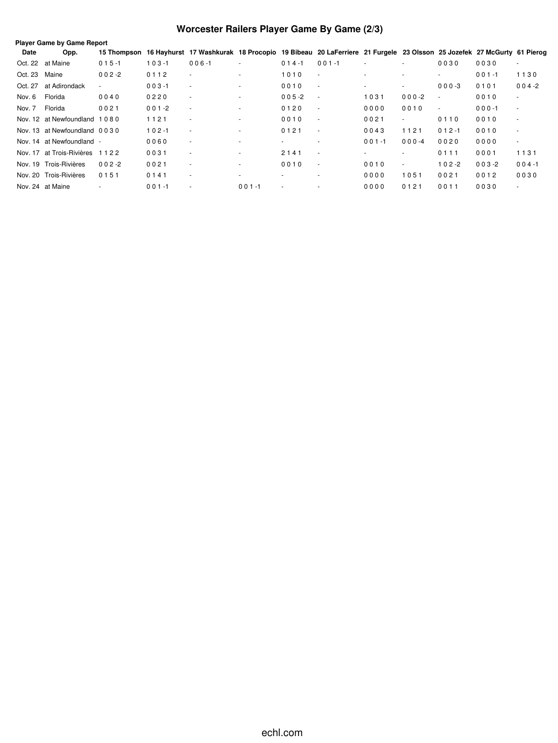# Worcester Railers Player Game By Game (2/3)

**Player Game by Game Report**

| Date | Opp. | 15 Thompson | 16 Hayhurst | 17 Washkurak | 18 Procopio | 19 Bibeau | 20 LaFerriere | 21 Furgele | 23 Olsson | 25 Jozefek | 27 McGurty | 61 Pierog |
|---|---|---|---|---|---|---|---|---|---|---|---|---|
| Oct. 22 | at Maine | 0 1 5 -1 | 1 0 3 -1 | 0 0 6 -1 | - | 0 1 4 -1 | 0 0 1 -1 | - | - | 0 0 3 0 | 0 0 3 0 | - |
| Oct. 23 | Maine | 0 0 2 -2 | 0 1 1 2 | - | - | 1 0 1 0 | - | - | - | - | 0 0 1 -1 | 1 1 3 0 |
| Oct. 27 | at Adirondack | - | 0 0 3 -1 | - | - | 0 0 1 0 | - | - | - | 0 0 0 -3 | 0 1 0 1 | 0 0 4 -2 |
| Nov. 6 | Florida | 0 0 4 0 | 0 2 2 0 | - | - | 0 0 5 -2 | - | 1 0 3 1 | 0 0 0 -2 | - | 0 0 1 0 | - |
| Nov. 7 | Florida | 0 0 2 1 | 0 0 1 -2 | - | - | 0 1 2 0 | - | 0 0 0 0 | 0 0 1 0 | - | 0 0 0 -1 | - |
| Nov. 12 | at Newfoundland | 1 0 8 0 | 1 1 2 1 | - | - | 0 0 1 0 | - | 0 0 2 1 | - | 0 1 1 0 | 0 0 1 0 | - |
| Nov. 13 | at Newfoundland | 0 0 3 0 | 1 0 2 -1 | - | - | 0 1 2 1 | - | 0 0 4 3 | 1 1 2 1 | 0 1 2 -1 | 0 0 1 0 | - |
| Nov. 14 | at Newfoundland | - | 0 0 6 0 | - | - | - | - | 0 0 1 -1 | 0 0 0 -4 | 0 0 2 0 | 0 0 0 0 | - |
| Nov. 17 | at Trois-Rivières | 1 1 2 2 | 0 0 3 1 | - | - | 2 1 4 1 | - | - | - | 0 1 1 1 | 0 0 0 1 | 1 1 3 1 |
| Nov. 19 | Trois-Rivières | 0 0 2 -2 | 0 0 2 1 | - | - | 0 0 1 0 | - | 0 0 1 0 | - | 1 0 2 -2 | 0 0 3 -2 | 0 0 4 -1 |
| Nov. 20 | Trois-Rivières | 0 1 5 1 | 0 1 4 1 | - | - | - | - | 0 0 0 0 | 1 0 5 1 | 0 0 2 1 | 0 0 1 2 | 0 0 3 0 |
| Nov. 24 | at Maine | - | 0 0 1 -1 | - | 0 0 1 -1 | - | - | 0 0 0 0 | 0 1 2 1 | 0 0 1 1 | 0 0 3 0 | - |

echl.com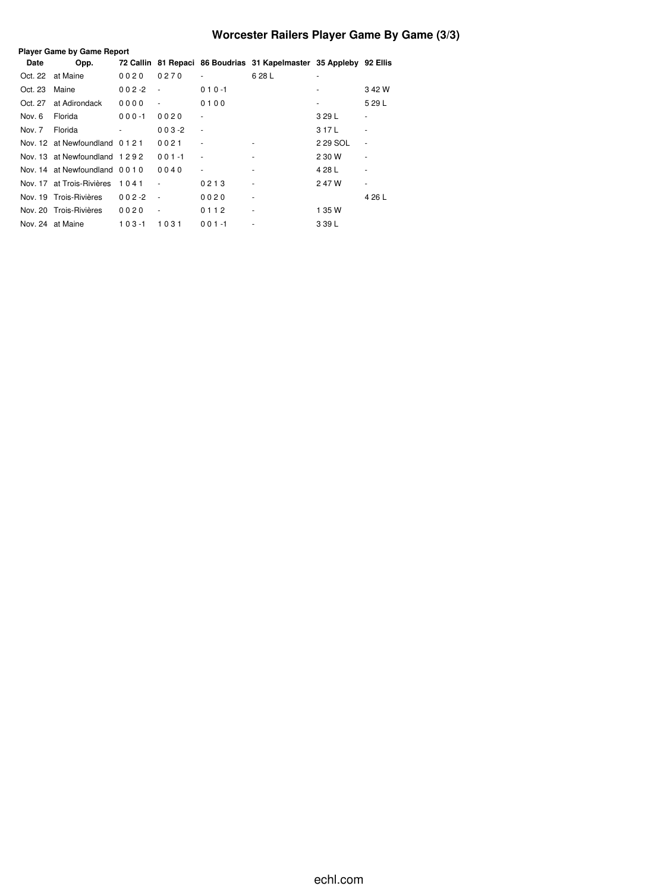# Worcester Railers Player Game By Game (3/3)

**Player Game by Game Report**

| Date | Opp. | 72 Callin | 81 Repaci | 86 Boudrias | 31 Kapelmaster | 35 Appleby | 92 Ellis |
|---|---|---|---|---|---|---|---|
| Oct. 22 | at Maine | 0 0 2 0 | 0 2 7 0 | - | 6 28 L | - | |
| Oct. 23 | Maine | 0 0 2 -2 | - | 0 1 0 -1 | | - | 3 42 W |
| Oct. 27 | at Adirondack | 0 0 0 0 | - | 0 1 0 0 | | - | 5 29 L |
| Nov. 6 | Florida | 0 0 0 -1 | 0 0 2 0 | - | | 3 29 L | - |
| Nov. 7 | Florida | - | 0 0 3 -2 | - | | 3 17 L | - |
| Nov. 12 | at Newfoundland | 0 1 2 1 | 0 0 2 1 | - | - | 2 29 SOL | - |
| Nov. 13 | at Newfoundland | 1 2 9 2 | 0 0 1 -1 | - | - | 2 30 W | - |
| Nov. 14 | at Newfoundland | 0 0 1 0 | 0 0 4 0 | - | - | 4 28 L | - |
| Nov. 17 | at Trois-Rivières | 1 0 4 1 | - | 0 2 1 3 | - | 2 47 W | - |
| Nov. 19 | Trois-Rivières | 0 0 2 -2 | - | 0 0 2 0 | - | | 4 26 L |
| Nov. 20 | Trois-Rivières | 0 0 2 0 | - | 0 1 1 2 | - | 1 35 W | |
| Nov. 24 | at Maine | 1 0 3 -1 | 1 0 3 1 | 0 0 1 -1 | - | 3 39 L | |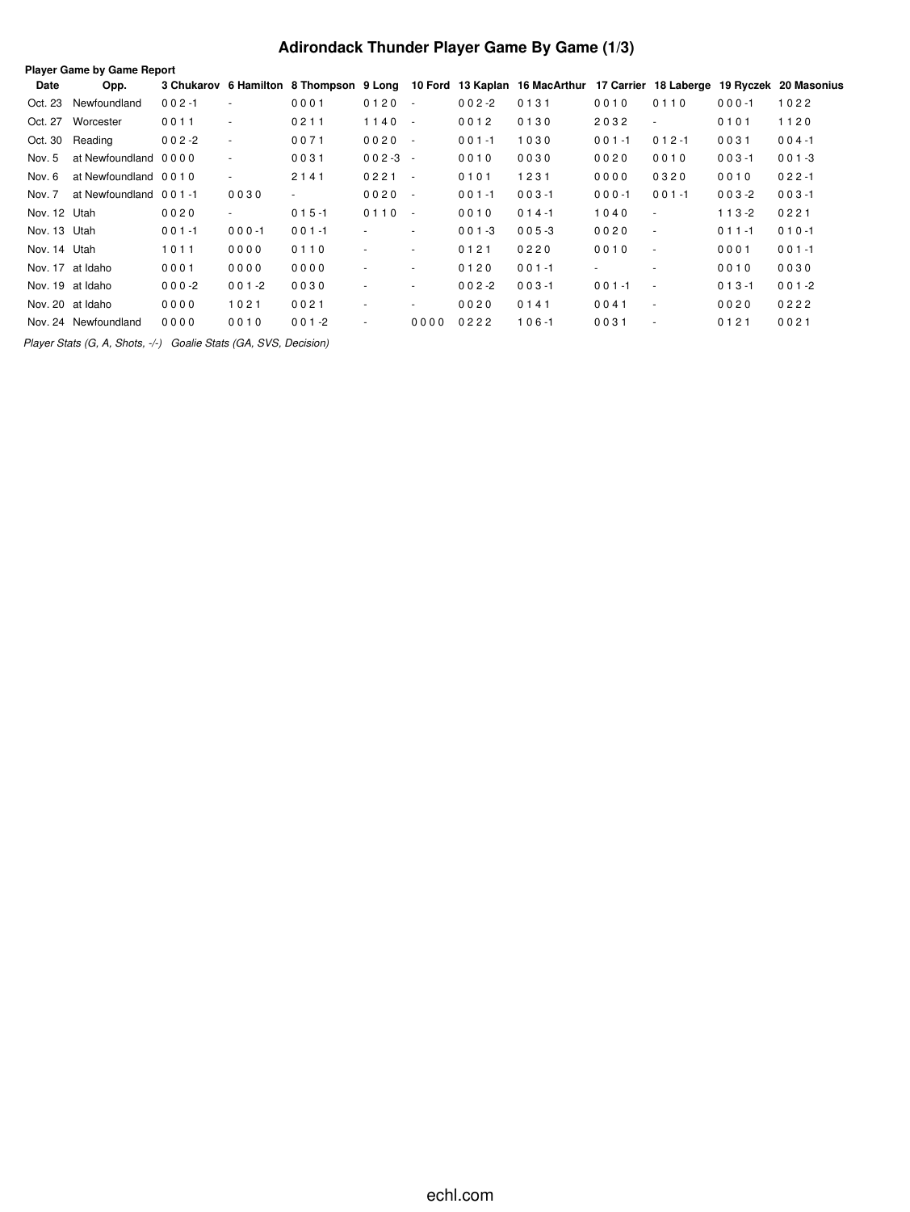# Adirondack Thunder Player Game By Game (1/3)

**Player Game by Game Report**

| Date | Opp. | 3 Chukarov | 6 Hamilton | 8 Thompson | 9 Long | 10 Ford | 13 Kaplan | 16 MacArthur | 17 Carrier | 18 Laberge | 19 Ryczek | 20 Masonius |
|---|---|---|---|---|---|---|---|---|---|---|---|---|
| Oct. 23 | Newfoundland | 0 0 2 -1 | - | 0 0 0 1 | 0 1 2 0 | - | 0 0 2 -2 | 0 1 3 1 | 0 0 1 0 | 0 1 1 0 | 0 0 0 -1 | 1 0 2 2 |
| Oct. 27 | Worcester | 0 0 1 1 | - | 0 2 1 1 | 1 1 4 0 | - | 0 0 1 2 | 0 1 3 0 | 2 0 3 2 | - | 0 1 0 1 | 1 1 2 0 |
| Oct. 30 | Reading | 0 0 2 -2 | - | 0 0 7 1 | 0 0 2 0 | - | 0 0 1 -1 | 1 0 3 0 | 0 0 1 -1 | 0 1 2 -1 | 0 0 3 1 | 0 0 4 -1 |
| Nov. 5 | at Newfoundland | 0 0 0 0 | - | 0 0 3 1 | 0 0 2 -3 | - | 0 0 1 0 | 0 0 3 0 | 0 0 2 0 | 0 0 1 0 | 0 0 3 -1 | 0 0 1 -3 |
| Nov. 6 | at Newfoundland | 0 0 1 0 | - | 2 1 4 1 | 0 2 2 1 | - | 0 1 0 1 | 1 2 3 1 | 0 0 0 0 | 0 3 2 0 | 0 0 1 0 | 0 2 2 -1 |
| Nov. 7 | at Newfoundland | 0 0 1 -1 | 0 0 3 0 | - | 0 0 2 0 | - | 0 0 1 -1 | 0 0 3 -1 | 0 0 0 -1 | 0 0 1 -1 | 0 0 3 -2 | 0 0 3 -1 |
| Nov. 12 | Utah | 0 0 2 0 | - | 0 1 5 -1 | 0 1 1 0 | - | 0 0 1 0 | 0 1 4 -1 | 1 0 4 0 | - | 1 1 3 -2 | 0 2 2 1 |
| Nov. 13 | Utah | 0 0 1 -1 | 0 0 0 -1 | 0 0 1 -1 | - | - | 0 0 1 -3 | 0 0 5 -3 | 0 0 2 0 | - | 0 1 1 -1 | 0 1 0 -1 |
| Nov. 14 | Utah | 1 0 1 1 | 0 0 0 0 | 0 1 1 0 | - | - | 0 1 2 1 | 0 2 2 0 | 0 0 1 0 | - | 0 0 0 1 | 0 0 1 -1 |
| Nov. 17 | at Idaho | 0 0 0 1 | 0 0 0 0 | 0 0 0 0 | - | - | 0 1 2 0 | 0 0 1 -1 | - | - | 0 0 1 0 | 0 0 3 0 |
| Nov. 19 | at Idaho | 0 0 0 -2 | 0 0 1 -2 | 0 0 3 0 | - | - | 0 0 2 -2 | 0 0 3 -1 | 0 0 1 -1 | - | 0 1 3 -1 | 0 0 1 -2 |
| Nov. 20 | at Idaho | 0 0 0 0 | 1 0 2 1 | 0 0 2 1 | - | - | 0 0 2 0 | 0 1 4 1 | 0 0 4 1 | - | 0 0 2 0 | 0 2 2 2 |
| Nov. 24 | Newfoundland | 0 0 0 0 | 0 0 1 0 | 0 0 1 -2 | - | 0 0 0 0 | 0 2 2 2 | 1 0 6 -1 | 0 0 3 1 | - | 0 1 2 1 | 0 0 2 1 |

*Player Stats (G, A, Shots, -/-)   Goalie Stats (GA, SVS, Decision)*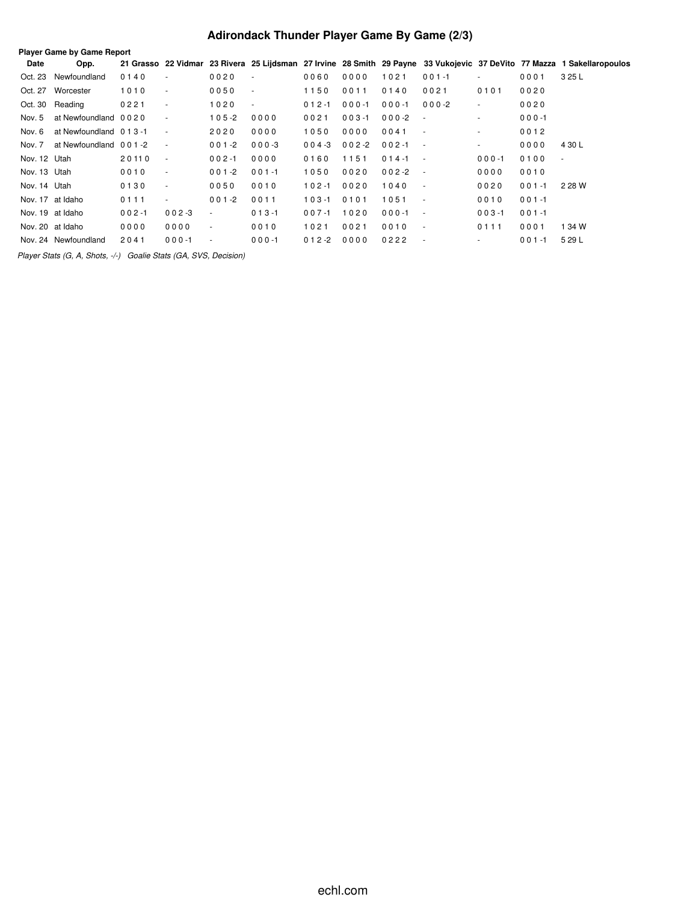# Adirondack Thunder Player Game By Game (2/3)

**Player Game by Game Report**

| Date | Opp. | 21 Grasso | 22 Vidmar | 23 Rivera | 25 Lijdsman | 27 Irvine | 28 Smith | 29 Payne | 33 Vukojevic | 37 DeVito | 77 Mazza | 1 Sakellaropoulos |
|---|---|---|---|---|---|---|---|---|---|---|---|---|
| Oct. 23 | Newfoundland | 0 1 4 0 | - | 0 0 2 0 | - | 0 0 6 0 | 0 0 0 0 | 1 0 2 1 | 0 0 1 -1 | - | 0 0 0 1 | 3 25 L |
| Oct. 27 | Worcester | 1 0 1 0 | - | 0 0 5 0 | - | 1 1 5 0 | 0 0 1 1 | 0 1 4 0 | 0 0 2 1 | 0 1 0 1 | 0 0 2 0 | |
| Oct. 30 | Reading | 0 2 2 1 | - | 1 0 2 0 | - | 0 1 2 -1 | 0 0 0 -1 | 0 0 0 -1 | 0 0 0 -2 | - | 0 0 2 0 | |
| Nov. 5 | at Newfoundland | 0 0 2 0 | - | 1 0 5 -2 | 0 0 0 0 | 0 0 2 1 | 0 0 3 -1 | 0 0 0 -2 | - | - | 0 0 0 -1 | |
| Nov. 6 | at Newfoundland | 0 1 3 -1 | - | 2 0 2 0 | 0 0 0 0 | 1 0 5 0 | 0 0 0 0 | 0 0 4 1 | - | - | 0 0 1 2 | |
| Nov. 7 | at Newfoundland | 0 0 1 -2 | - | 0 0 1 -2 | 0 0 0 -3 | 0 0 4 -3 | 0 0 2 -2 | 0 0 2 -1 | - | - | 0 0 0 0 | 4 30 L |
| Nov. 12 | Utah | 2 0 11 0 | - | 0 0 2 -1 | 0 0 0 0 | 0 1 6 0 | 1 1 5 1 | 0 1 4 -1 | - | 0 0 0 -1 | 0 1 0 0 | - |
| Nov. 13 | Utah | 0 0 1 0 | - | 0 0 1 -2 | 0 0 1 -1 | 1 0 5 0 | 0 0 2 0 | 0 0 2 -2 | - | 0 0 0 0 | 0 0 1 0 | |
| Nov. 14 | Utah | 0 1 3 0 | - | 0 0 5 0 | 0 0 1 0 | 1 0 2 -1 | 0 0 2 0 | 1 0 4 0 | - | 0 0 2 0 | 0 0 1 -1 | 2 28 W |
| Nov. 17 | at Idaho | 0 1 1 1 | - | 0 0 1 -2 | 0 0 1 1 | 1 0 3 -1 | 0 1 0 1 | 1 0 5 1 | - | 0 0 1 0 | 0 0 1 -1 | |
| Nov. 19 | at Idaho | 0 0 2 -1 | 0 0 2 -3 | - | 0 1 3 -1 | 0 0 7 -1 | 1 0 2 0 | 0 0 0 -1 | - | 0 0 3 -1 | 0 0 1 -1 | |
| Nov. 20 | at Idaho | 0 0 0 0 | 0 0 0 0 | - | 0 0 1 0 | 1 0 2 1 | 0 0 2 1 | 0 0 1 0 | - | 0 1 1 1 | 0 0 0 1 | 1 34 W |
| Nov. 24 | Newfoundland | 2 0 4 1 | 0 0 0 -1 | - | 0 0 0 -1 | 0 1 2 -2 | 0 0 0 0 | 0 2 2 2 | - | - | 0 0 1 -1 | 5 29 L |

*Player Stats (G, A, Shots, -/-)   Goalie Stats (GA, SVS, Decision)*

echl.com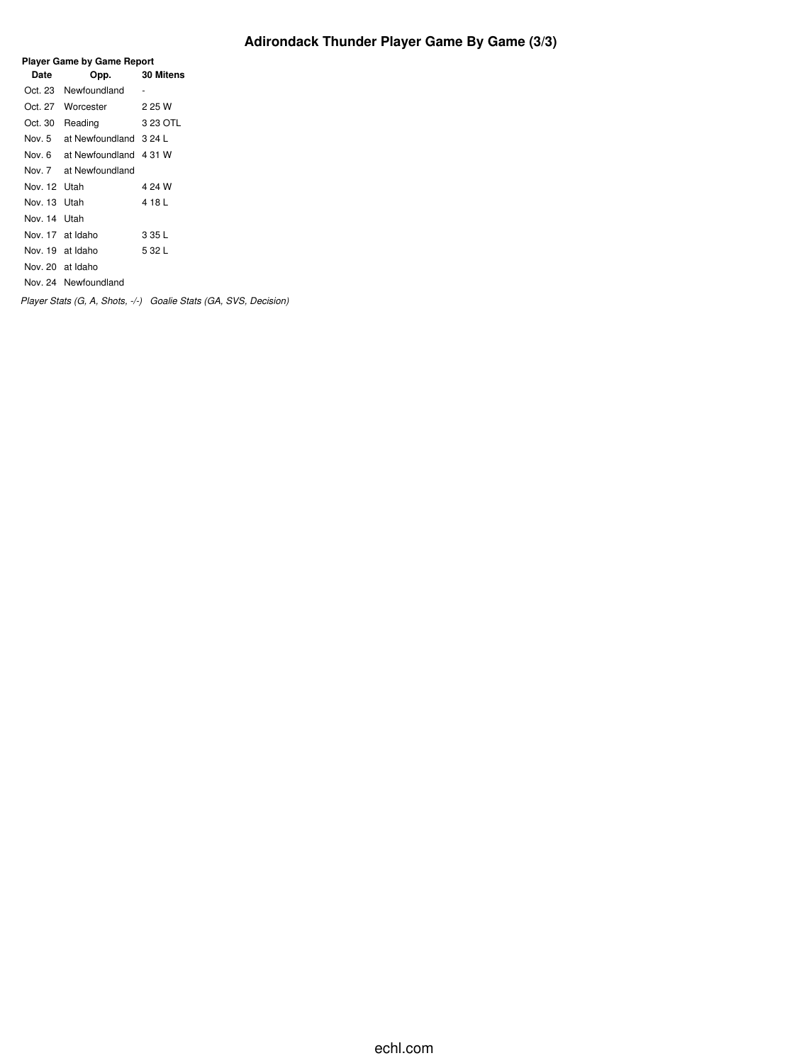# Adirondack Thunder Player Game By Game (3/3)

**Player Game by Game Report**

| Date | Opp. | 30 Mitens |
|---|---|---|
| Oct. 23 | Newfoundland | - |
| Oct. 27 | Worcester | 2 25 W |
| Oct. 30 | Reading | 3 23 OTL |
| Nov. 5 | at Newfoundland | 3 24 L |
| Nov. 6 | at Newfoundland | 4 31 W |
| Nov. 7 | at Newfoundland | |
| Nov. 12 | Utah | 4 24 W |
| Nov. 13 | Utah | 4 18 L |
| Nov. 14 | Utah | |
| Nov. 17 | at Idaho | 3 35 L |
| Nov. 19 | at Idaho | 5 32 L |
| Nov. 20 | at Idaho | |
| Nov. 24 | Newfoundland | |

*Player Stats (G, A, Shots, -/-)* *Goalie Stats (GA, SVS, Decision)*

echl.com